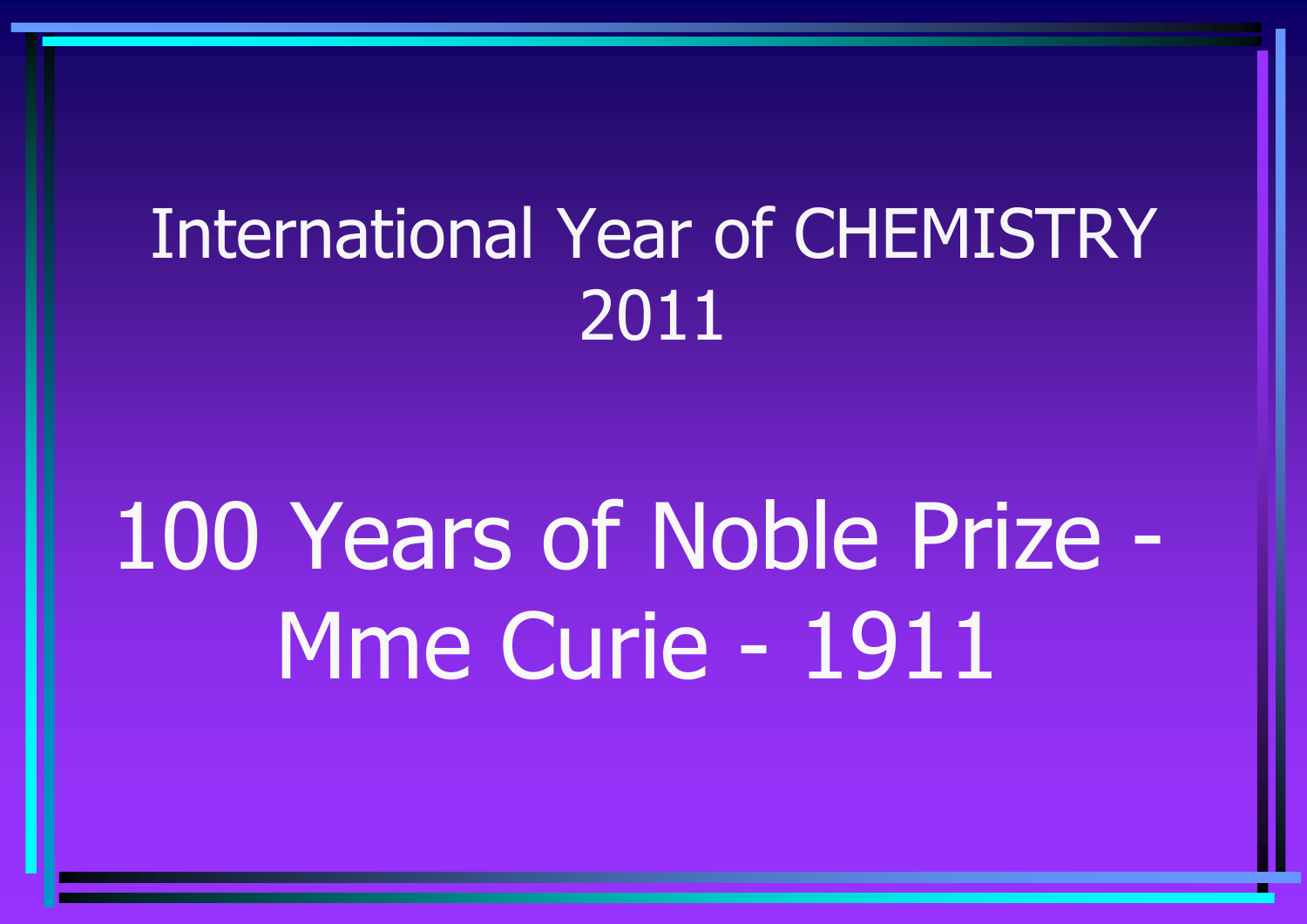# International Year of CHEMISTRY 2011

# 100 Years of Noble Prize - Mme Curie - 1911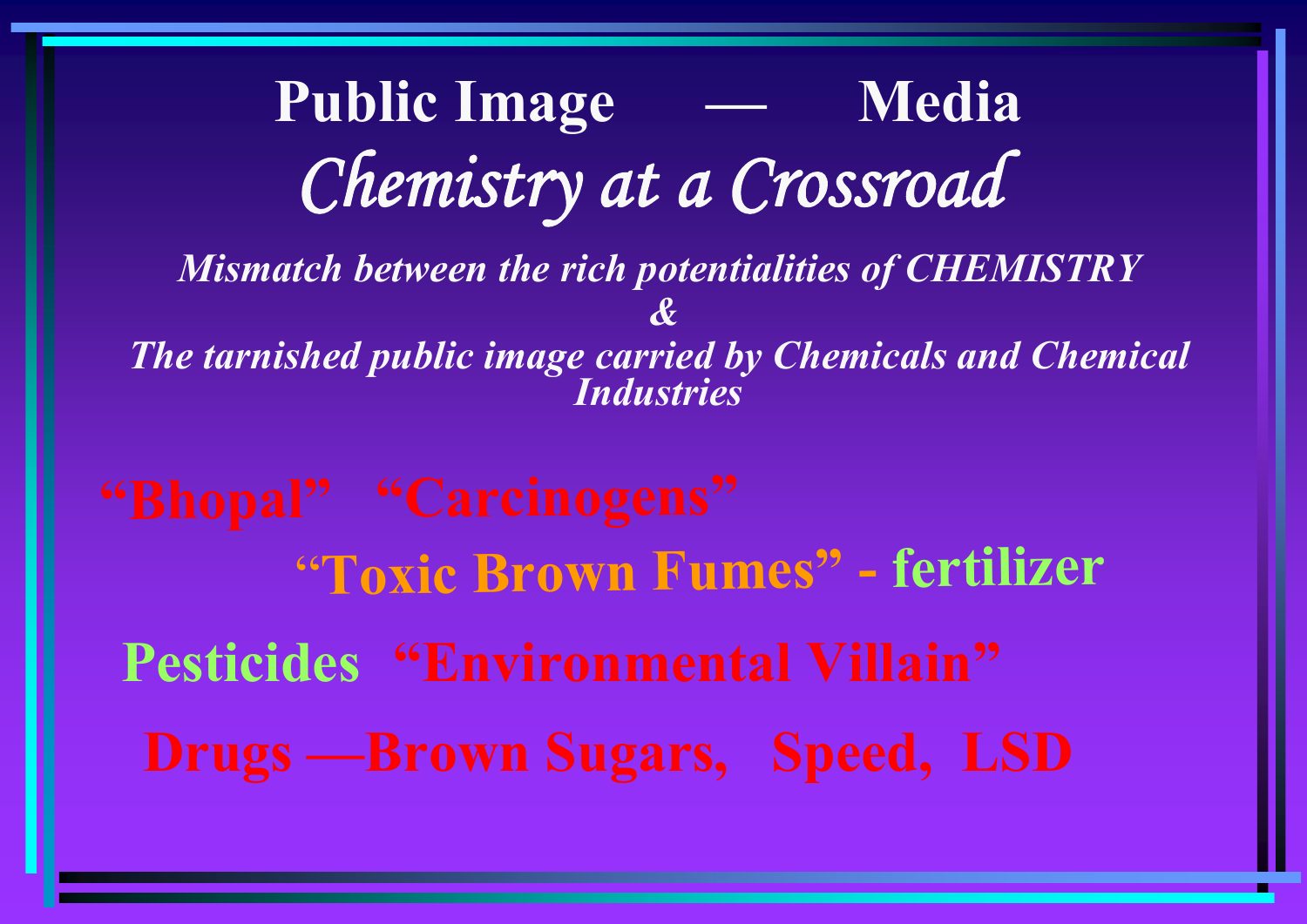# Public Image — Media

## *Chemistry at a Crossroad*

***Mismatch between the rich potentialities of CHEMISTRY***
***&***
***The tarnished public image carried by Chemicals and Chemical Industries***

**"Bhopal" "Carcinogens"**

**"Toxic Brown Fumes" - fertilizer**

**Pesticides "Environmental Villain"**

**Drugs —Brown Sugars, Speed, LSD**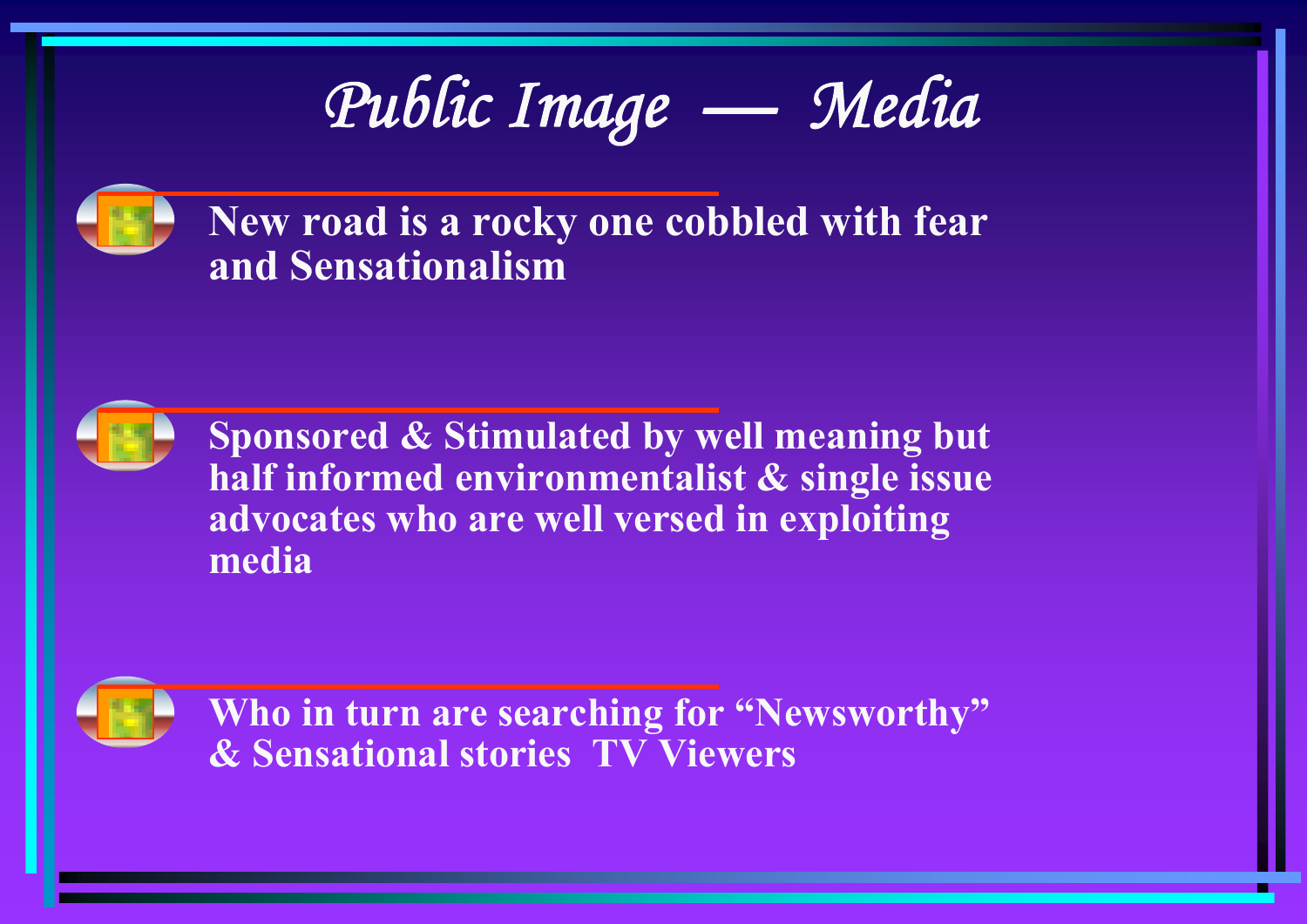# *Public Image — Media*

- **New road is a rocky one cobbled with fear and Sensationalism**
- **Sponsored & Stimulated by well meaning but half informed environmentalist & single issue advocates who are well versed in exploiting media**
- **Who in turn are searching for "Newsworthy" & Sensational stories TV Viewers**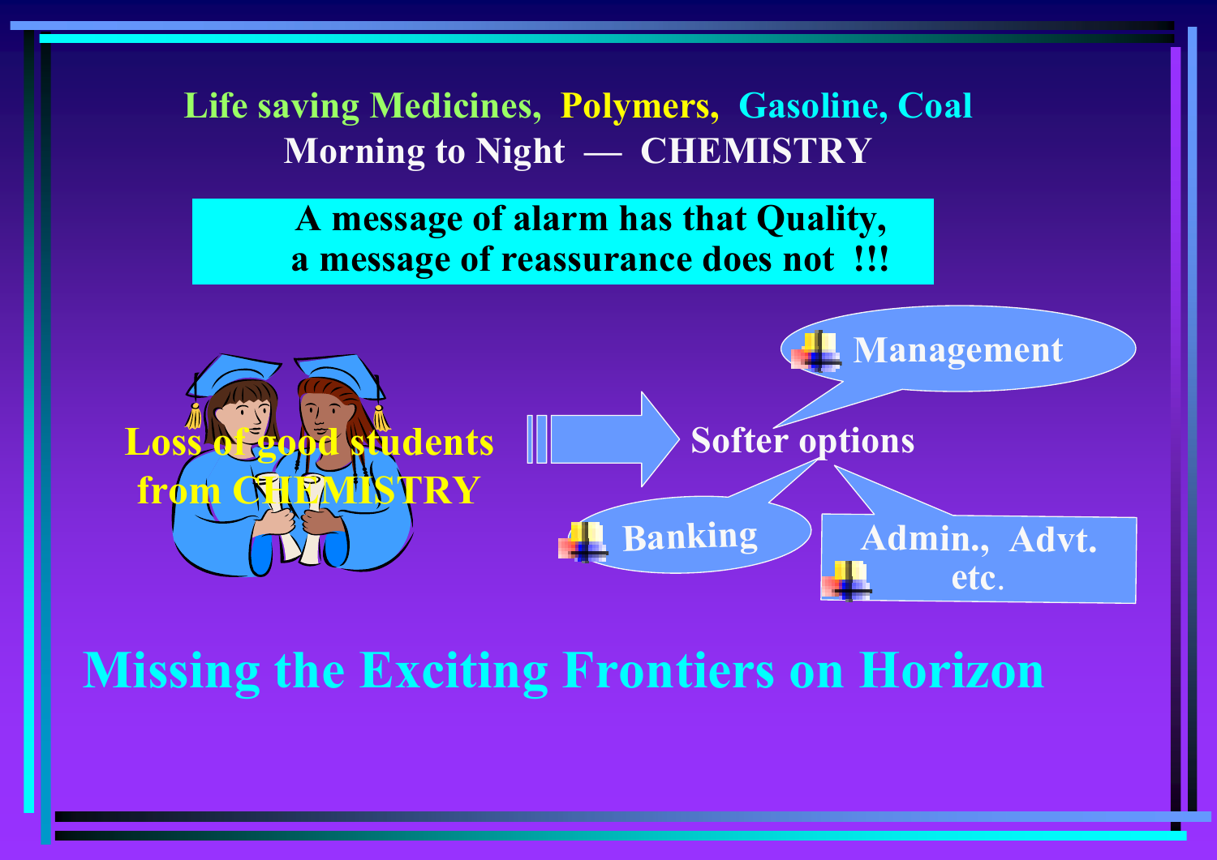Life saving Medicines, Polymers, Gasoline, Coal

Morning to Night — CHEMISTRY

**A message of alarm has that Quality, a message of reassurance does not !!!**

Loss of good students from CHEMISTRY ⇒ Softer options

- Management
- Banking
- Admin., Advt. etc.

## Missing the Exciting Frontiers on Horizon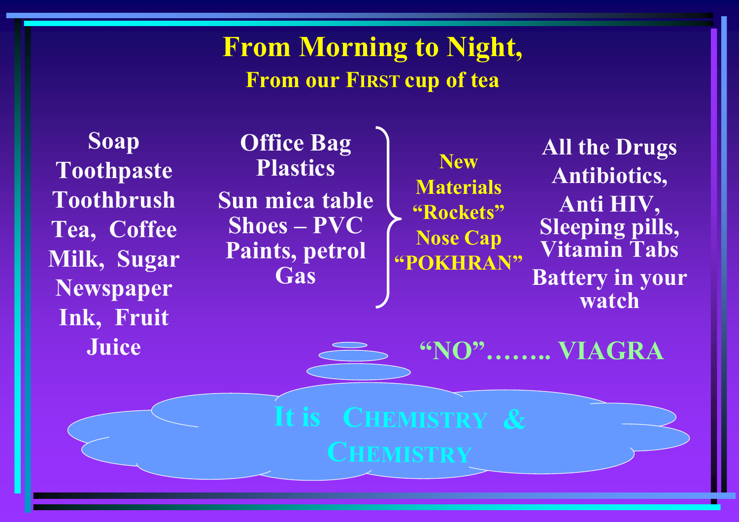# From Morning to Night,

## From our FIRST cup of tea

Soap
Toothpaste
Toothbrush
Tea, Coffee
Milk, Sugar
Newspaper
Ink, Fruit
Juice

Office Bag
Plastics
Sun mica table
Shoes – PVC
Paints, petrol
Gas

New
Materials
"Rockets"
Nose Cap
"POKHRAN"

All the Drugs
Antibiotics,
Anti HIV,
Sleeping pills,
Vitamin Tabs
Battery in your
watch

"NO"…….. VIAGRA

It is CHEMISTRY & CHEMISTRY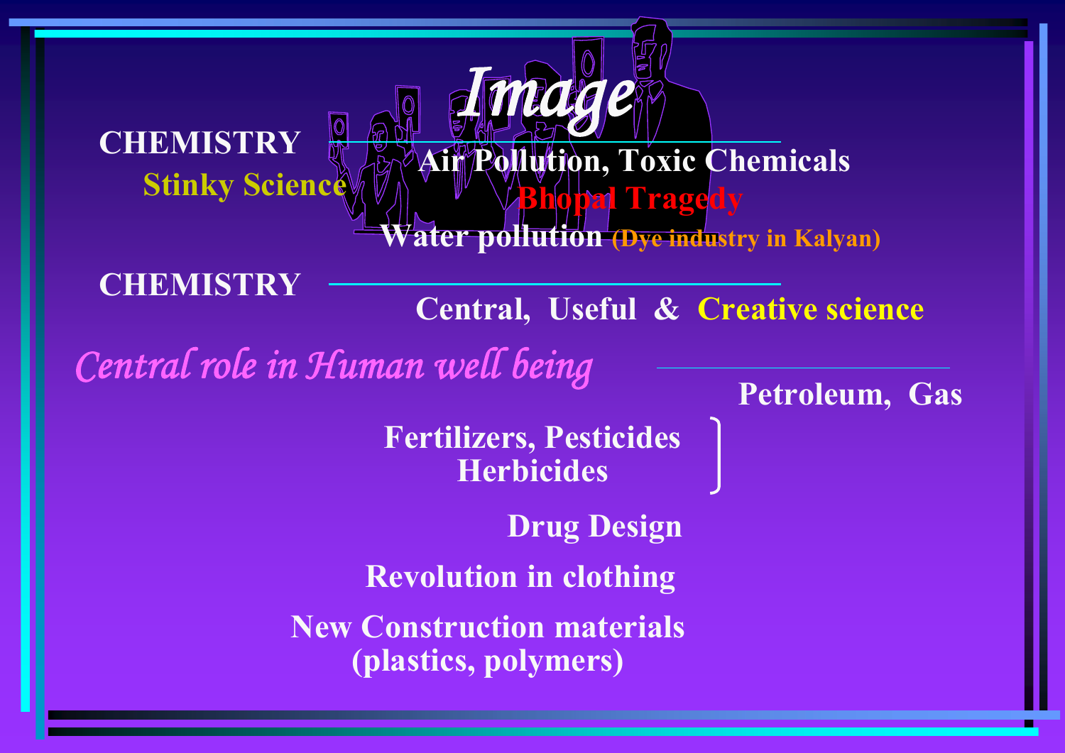# *Image*

**CHEMISTRY**

**Stinky Science**

- **Air Pollution, Toxic Chemicals**
- **Bhopal Tragedy**
- **Water pollution (Dye industry in Kalyan)**

**CHEMISTRY**

- **Central, Useful & Creative science**

*Central role in Human well being*

- **Petroleum, Gas**
- **Fertilizers, Pesticides Herbicides**
- **Drug Design**
- **Revolution in clothing**
- **New Construction materials (plastics, polymers)**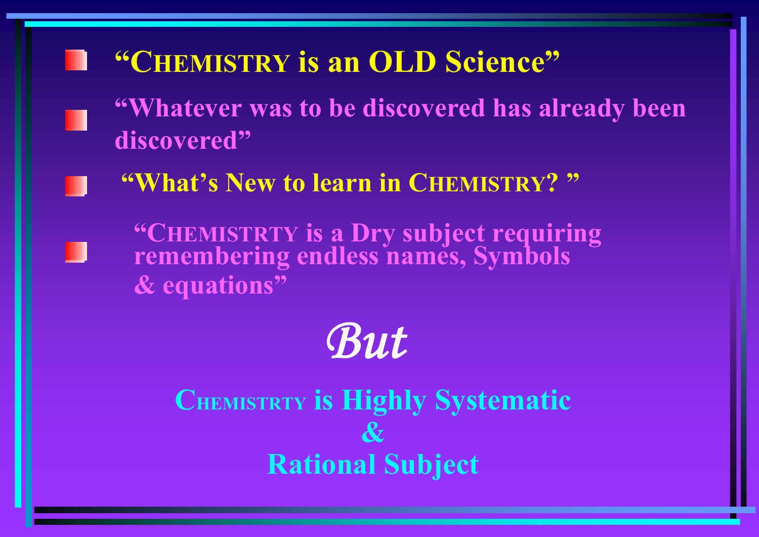- **"CHEMISTRY is an OLD Science"**
- **"Whatever was to be discovered has already been discovered"**
- **"What's New to learn in CHEMISTRY? "**
- **"CHEMISTRTY is a Dry subject requiring remembering endless names, Symbols & equations"**

***But***

**CHEMISTRTY is Highly Systematic**

**&**

**Rational Subject**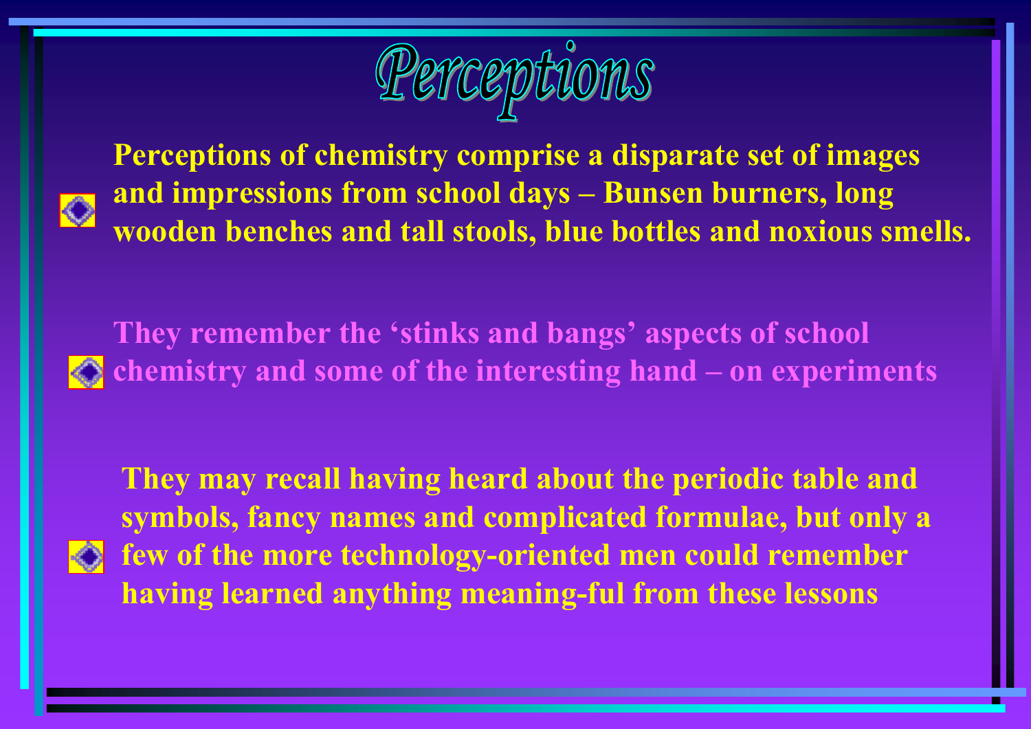# Perceptions

- Perceptions of chemistry comprise a disparate set of images and impressions from school days – Bunsen burners, long wooden benches and tall stools, blue bottles and noxious smells.

- They remember the ‘stinks and bangs’ aspects of school chemistry and some of the interesting hand – on experiments

- They may recall having heard about the periodic table and symbols, fancy names and complicated formulae, but only a few of the more technology-oriented men could remember having learned anything meaning-ful from these lessons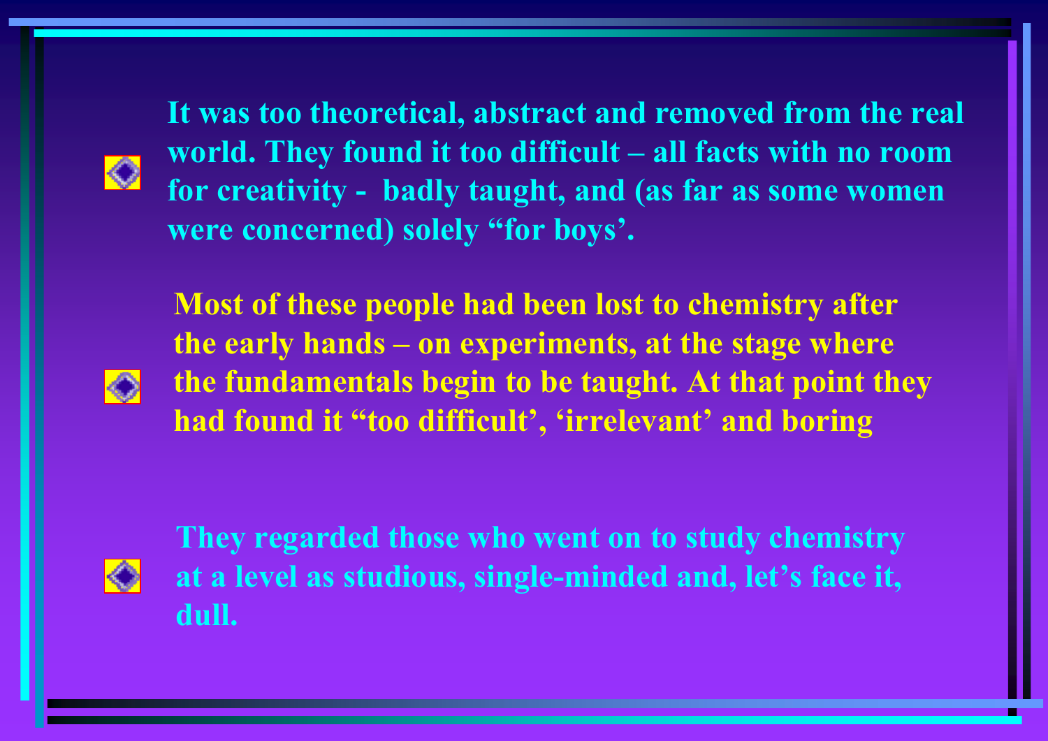- It was too theoretical, abstract and removed from the real world. They found it too difficult – all facts with no room for creativity - badly taught, and (as far as some women were concerned) solely "for boys'.

- Most of these people had been lost to chemistry after the early hands – on experiments, at the stage where the fundamentals begin to be taught. At that point they had found it "too difficult', 'irrelevant' and boring

- They regarded those who went on to study chemistry at a level as studious, single-minded and, let's face it, dull.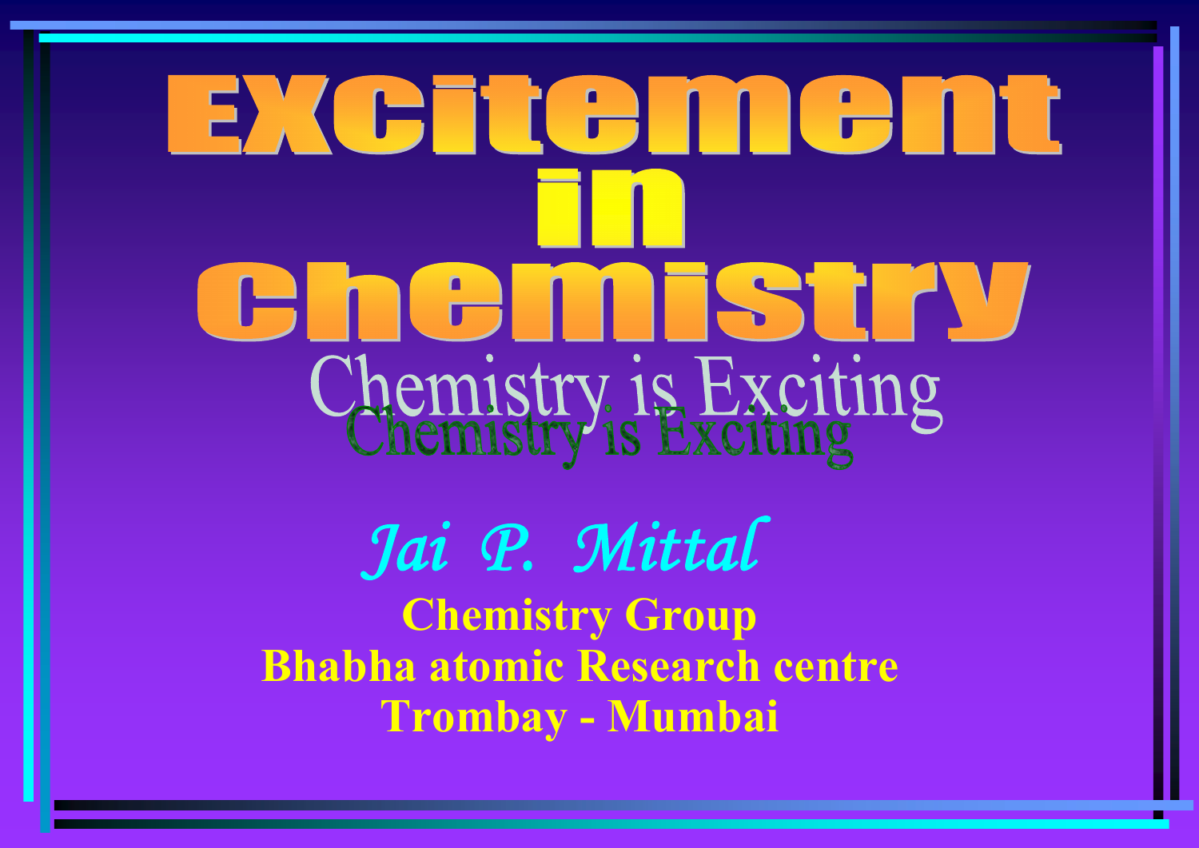# Excitement in Chemistry

## Chemistry is Exciting

Chemistry is Exciting

*Jai P. Mittal*

**Chemistry Group**

**Bhabha atomic Research centre**

**Trombay - Mumbai**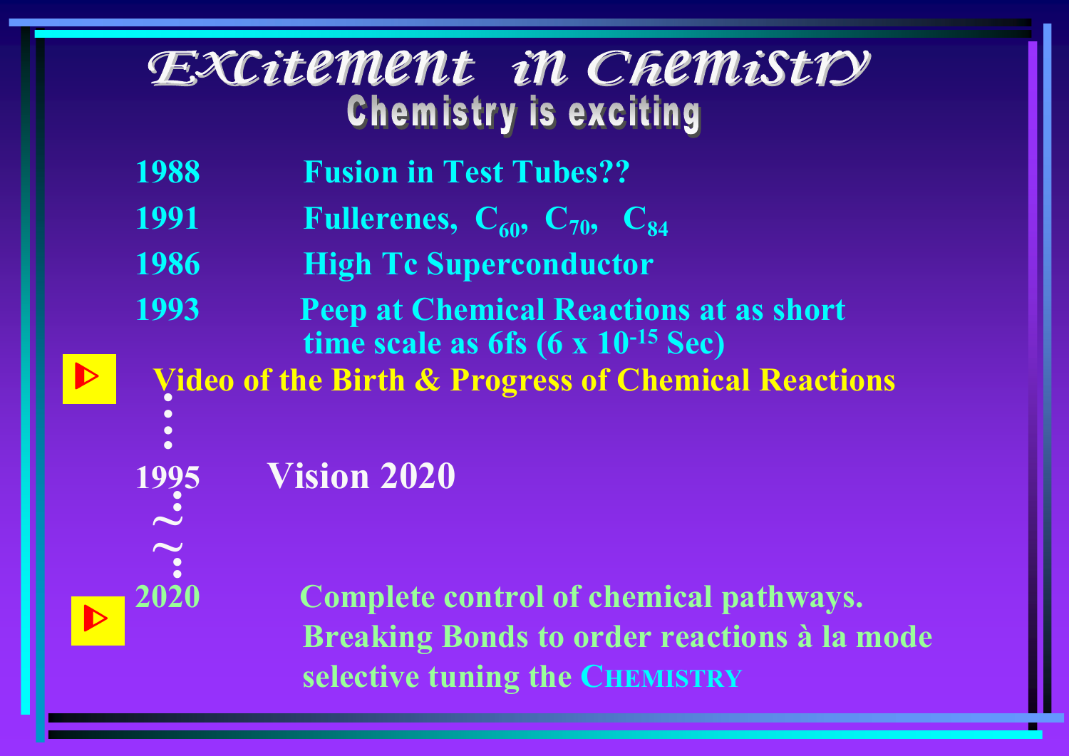# Excitement in Chemistry

## Chemistry is exciting

- **1988** Fusion in Test Tubes??
- **1991** Fullerenes, $C_{60}$, $C_{70}$, $C_{84}$
- **1986** High Tc Superconductor
- **1993** Peep at Chemical Reactions at as short time scale as 6fs ($6 \times 10^{-15}$ Sec)

Video of the Birth & Progress of Chemical Reactions

⋮

**1995** Vision 2020

~~

**2020** Complete control of chemical pathways. Breaking Bonds to order reactions à la mode selective tuning the CHEMISTRY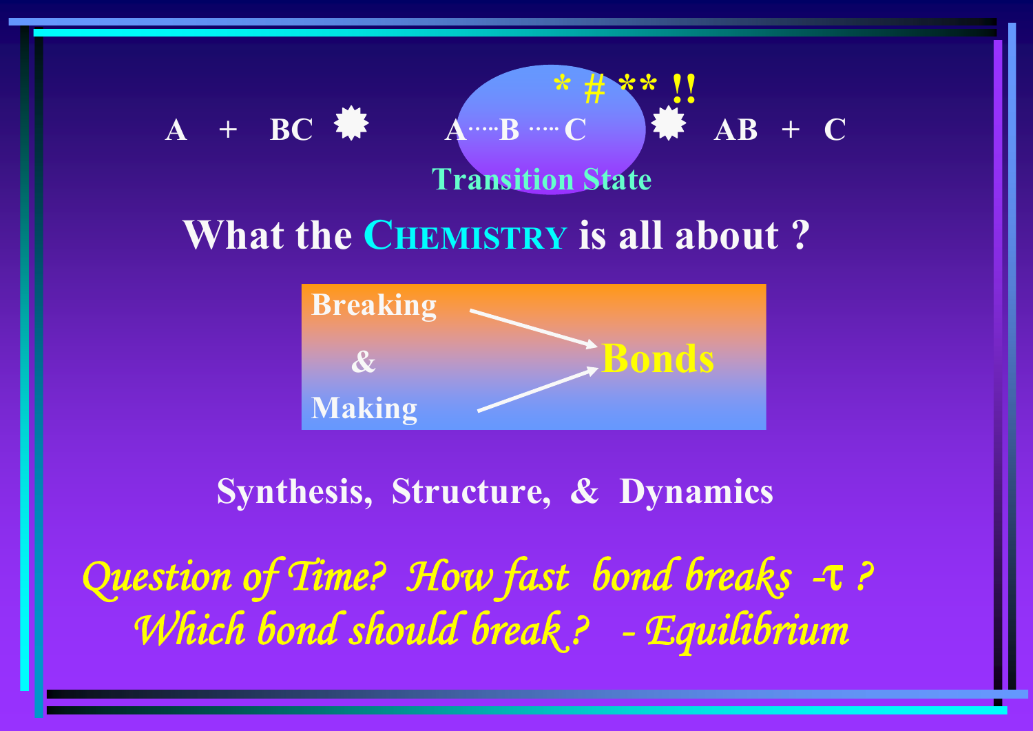$$A + BC \;\;✸\;\; A \cdots B \cdots C \;\;✸\;\; AB + C$$

\* # \*\* !!

Transition State

## What the CHEMISTRY is all about ?

**Breaking & Making → Bonds**

**Synthesis, Structure, & Dynamics**

*Question of Time? How fast bond breaks -τ ?*

*Which bond should break ? - Equilibrium*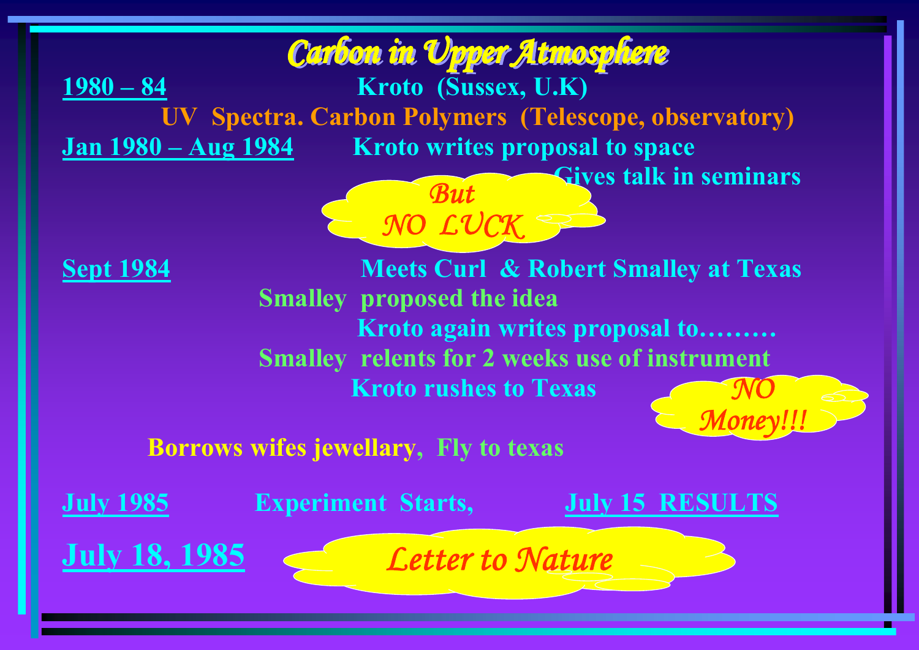# Carbon in Upper Atmosphere

**1980 – 84** Kroto (Sussex, U.K)

UV Spectra. Carbon Polymers (Telescope, observatory)

**Jan 1980 – Aug 1984** Kroto writes proposal to space

Gives talk in seminars

*But NO LUCK*

**Sept 1984** Meets Curl & Robert Smalley at Texas

Smalley proposed the idea

Kroto again writes proposal to………

Smalley relents for 2 weeks use of instrument

Kroto rushes to Texas

*NO Money!!!*

Borrows wifes jewellary, Fly to texas

**July 1985** Experiment Starts, **July 15 RESULTS**

**July 18, 1985** *Letter to Nature*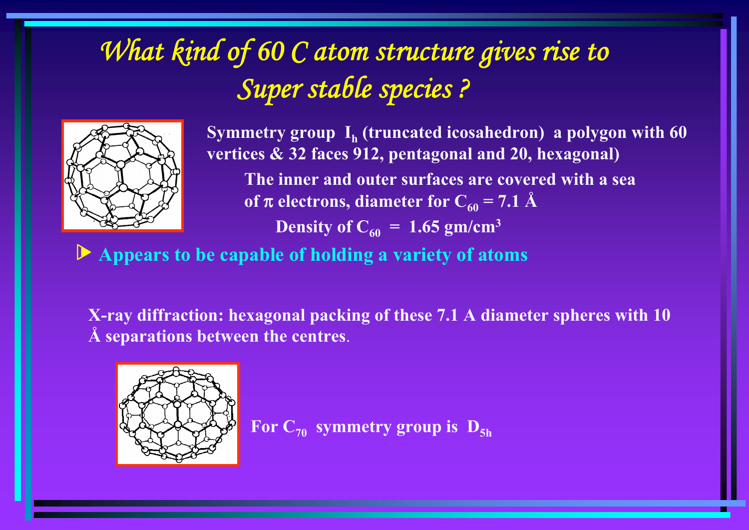# *What kind of 60 C atom structure gives rise to Super stable species ?*

**Symmetry group $I_h$ (truncated icosahedron) a polygon with 60 vertices & 32 faces 912, pentagonal and 20, hexagonal)**

**The inner and outer surfaces are covered with a sea of π electrons, diameter for $C_{60}$ = 7.1 Å**

**Density of $C_{60}$ = 1.65 gm/cm$^3$**

- **Appears to be capable of holding a variety of atoms**

**X-ray diffraction: hexagonal packing of these 7.1 A diameter spheres with 10 Å separations between the centres**.

**For $C_{70}$ symmetry group is $D_{5h}$**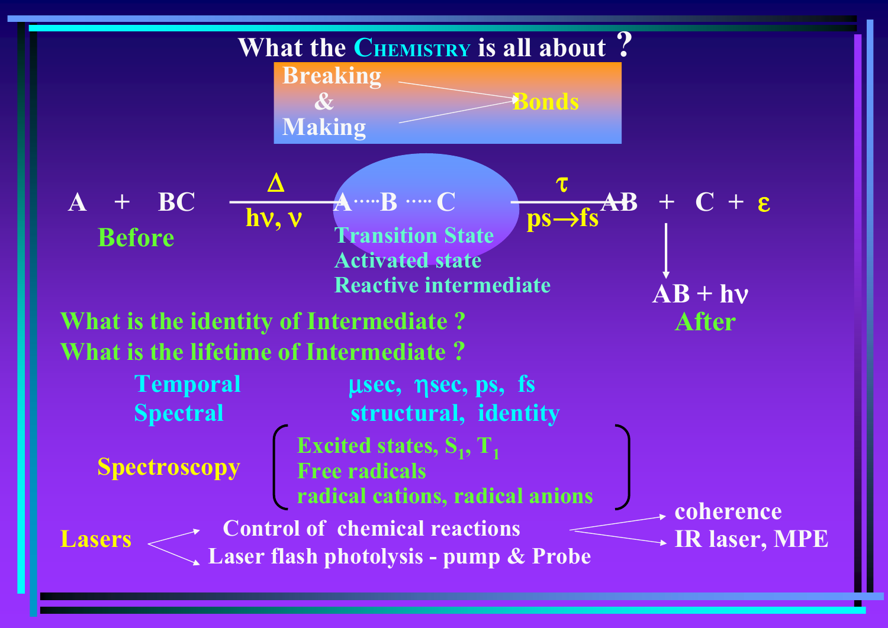# What the CHEMISTRY is all about ?

Breaking & Making → Bonds

$$A + BC \xrightarrow[h\nu,\ \nu]{\Delta} A\cdots B\cdots C \xrightarrow[ps \rightarrow fs]{\tau} AB + C + \varepsilon$$

Before

Transition State
Activated state
Reactive intermediate

$AB \rightarrow AB + h\nu$

After

What is the identity of Intermediate ?

What is the lifetime of Intermediate ?

Temporal — μsec, ηsec, ps, fs

Spectral — structural, identity

Spectroscopy
- Excited states, $S_1$, $T_1$
- Free radicals
- radical cations, radical anions

Lasers
- Control of chemical reactions → coherence; IR laser, MPE
- Laser flash photolysis - pump & Probe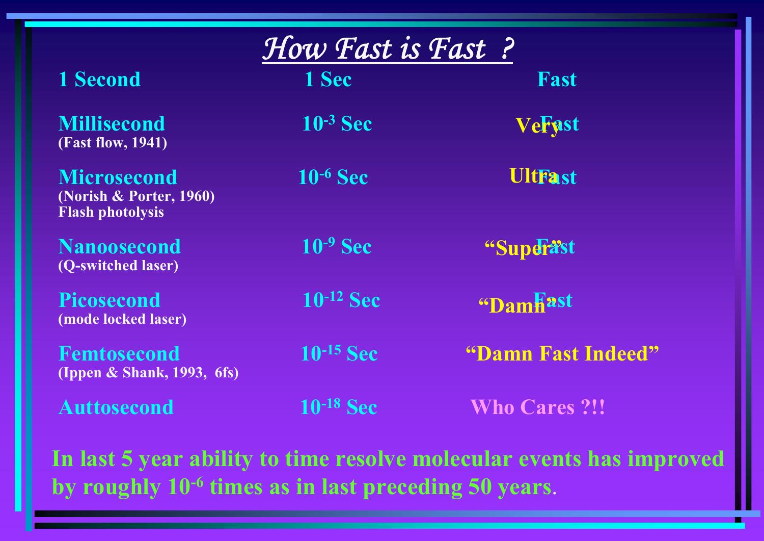# *How Fast is Fast ?*

| | | |
|---|---|---|
| **1 Second** | **1 Sec** | **Fast** |
| **Millisecond** (Fast flow, 1941) | **$10^{-3}$ Sec** | **Very Fast** |
| **Microsecond** (Norish & Porter, 1960) Flash photolysis | **$10^{-6}$ Sec** | **Ultra Fast** |
| **Nanoosecond** (Q-switched laser) | **$10^{-9}$ Sec** | **"Super" Fast** |
| **Picosecond** (mode locked laser) | **$10^{-12}$ Sec** | **"Damn" Fast** |
| **Femtosecond** (Ippen & Shank, 1993, 6fs) | **$10^{-15}$ Sec** | **"Damn Fast Indeed"** |
| **Auttosecond** | **$10^{-18}$ Sec** | **Who Cares ?!!** |

**In last 5 year ability to time resolve molecular events has improved by roughly $10^{-6}$ times as in last preceding 50 years**.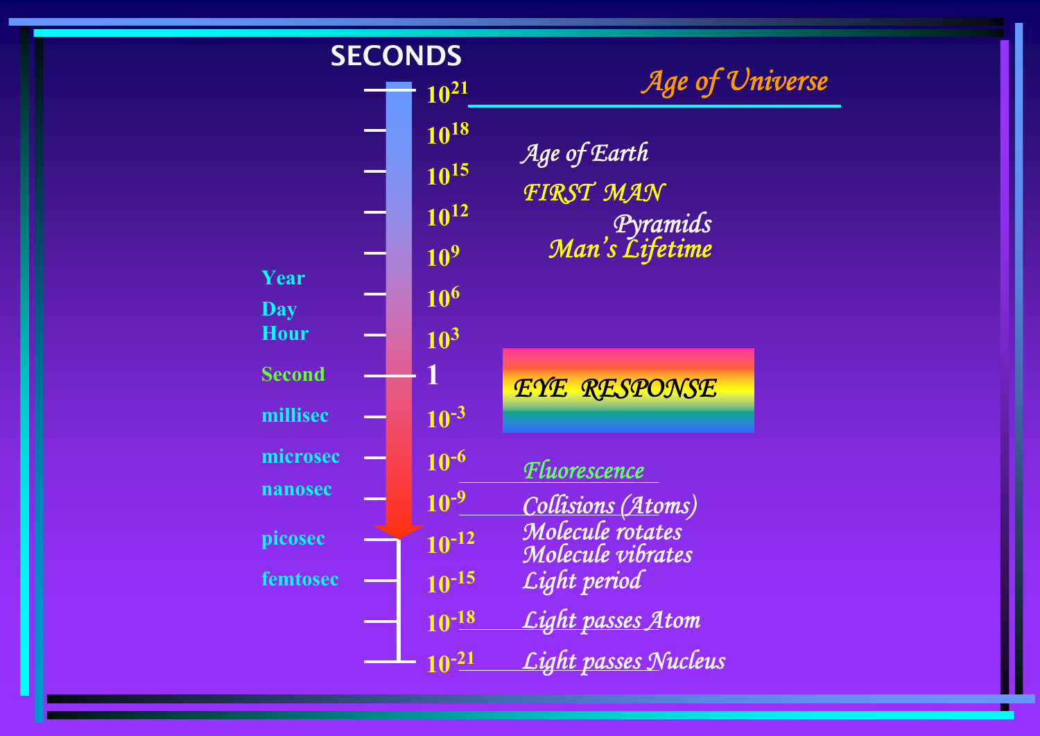# SECONDS

| Unit | Seconds | Event |
|---|---|---|
| | $10^{21}$ | *Age of Universe* |
| | $10^{18}$ | *Age of Earth* |
| | $10^{15}$ | *FIRST MAN* |
| | $10^{12}$ | *Pyramids* |
| | $10^{9}$ | *Man's Lifetime* |
| Year | | |
| Day | $10^{6}$ | |
| Hour | $10^{3}$ | |
| Second | 1 | *EYE RESPONSE* |
| millisec | $10^{-3}$ | |
| microsec | $10^{-6}$ | *Fluorescence* |
| nanosec | $10^{-9}$ | *Collisions (Atoms)* |
| picosec | $10^{-12}$ | *Molecule rotates*, *Molecule vibrates* |
| femtosec | $10^{-15}$ | *Light period* |
| | $10^{-18}$ | *Light passes Atom* |
| | $10^{-21}$ | *Light passes Nucleus* |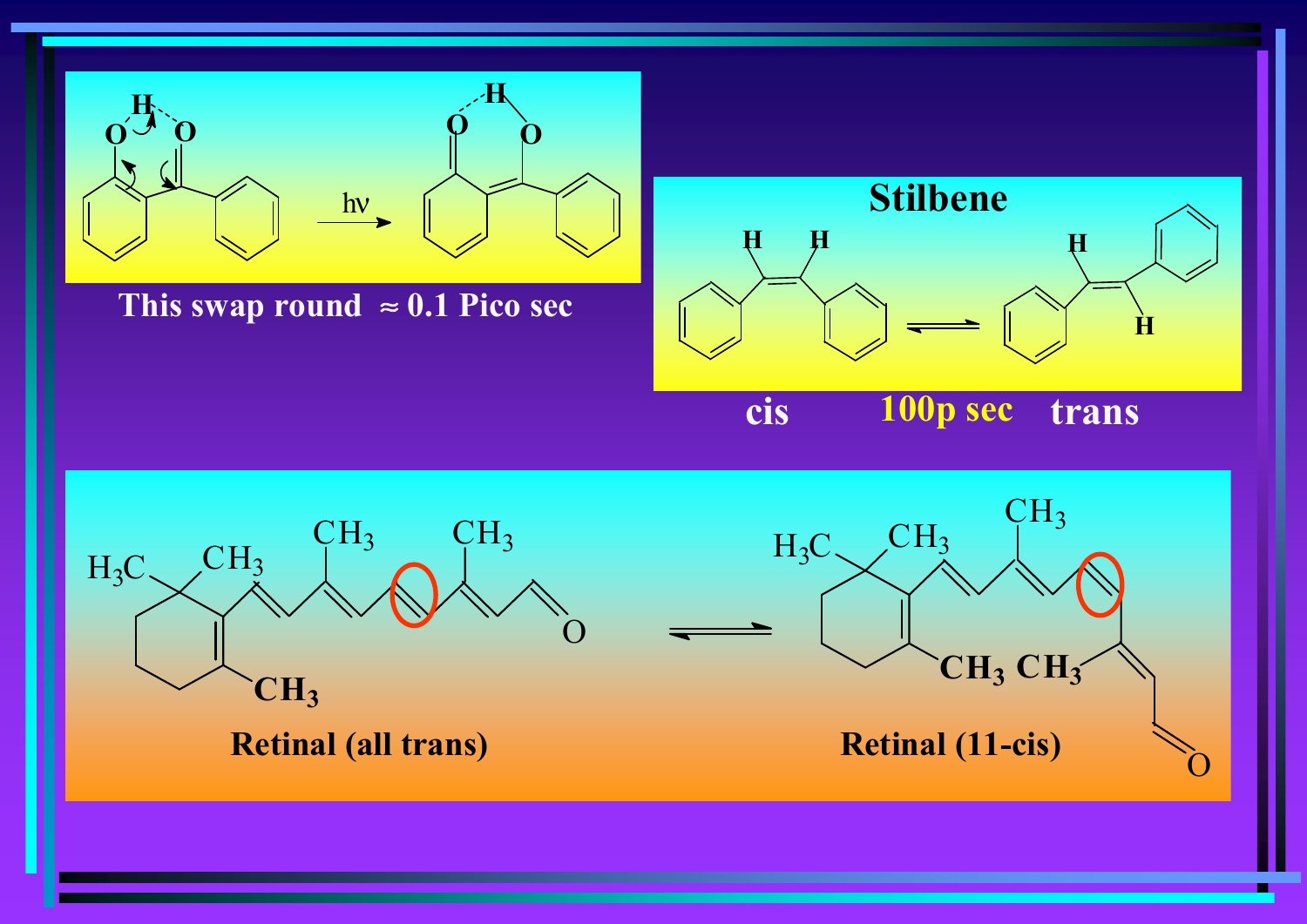This swap round ≈ 0.1 Pico sec

**Stilbene**

cis 100p sec trans

Retinal (all trans)

Retinal (11-cis)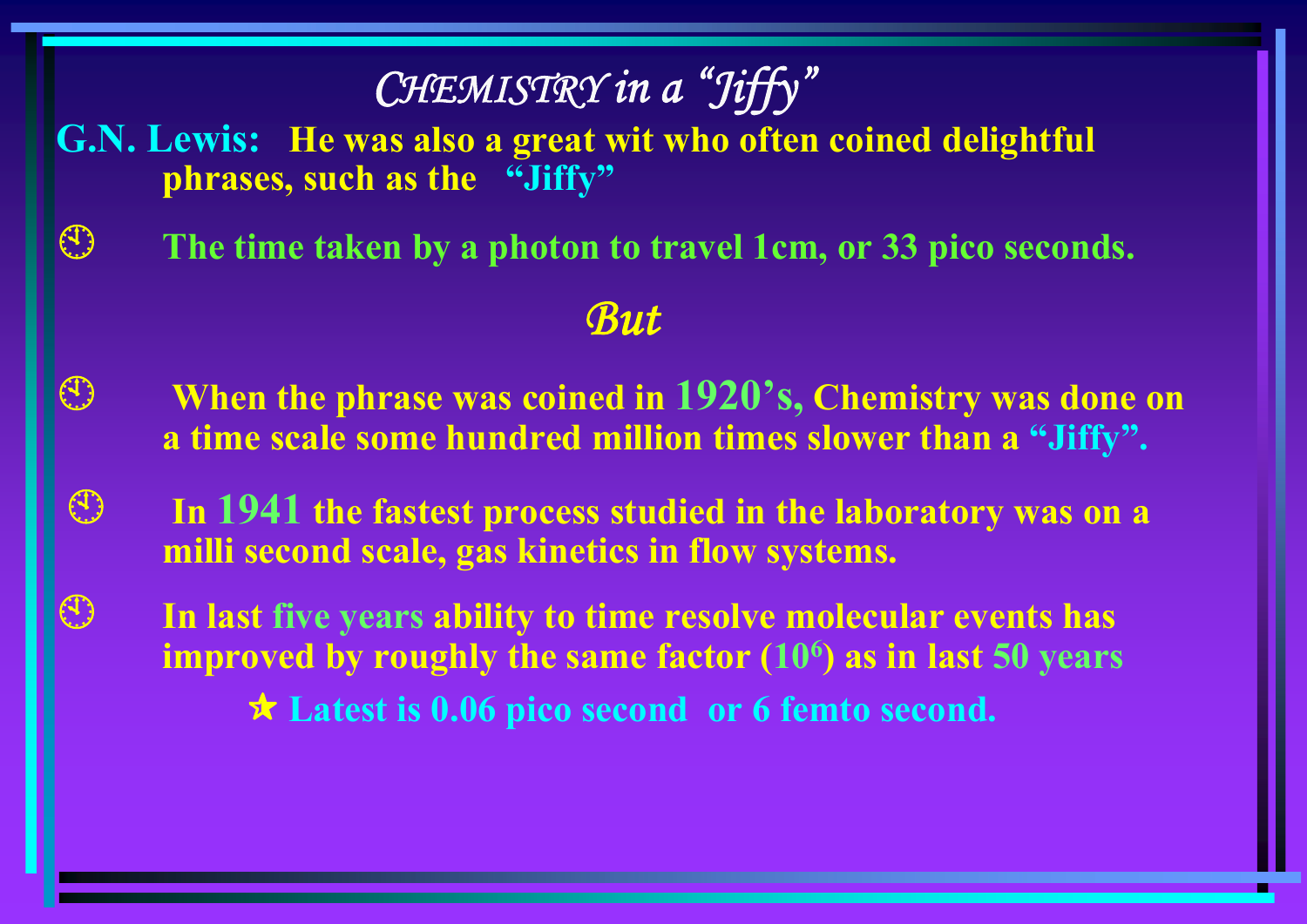# *CHEMISTRY in a "Jiffy"*

**G.N. Lewis:** **He was also a great wit who often coined delightful phrases, such as the "Jiffy"**

- **The time taken by a photon to travel 1cm, or 33 pico seconds.**

*But*

- **When the phrase was coined in 1920's, Chemistry was done on a time scale some hundred million times slower than a "Jiffy".**
- **In 1941 the fastest process studied in the laboratory was on a milli second scale, gas kinetics in flow systems.**
- **In last five years ability to time resolve molecular events has improved by roughly the same factor ($10^6$) as in last 50 years**
  - **Latest is 0.06 pico second or 6 femto second.**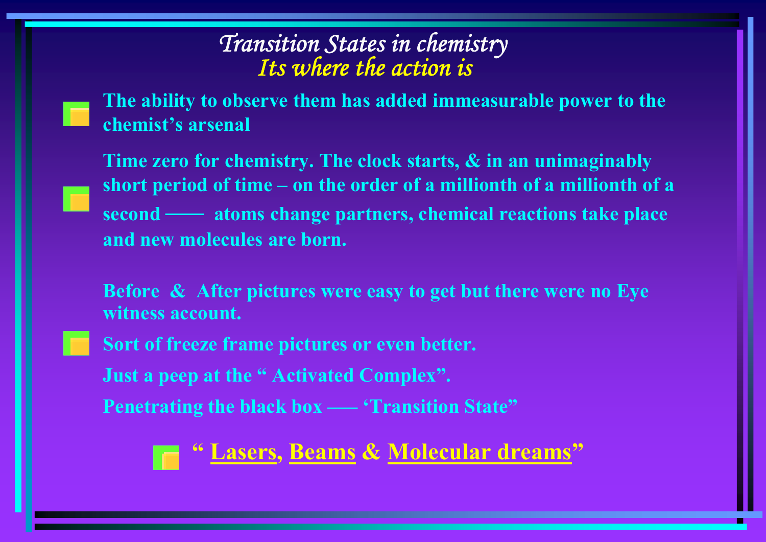# *Transition States in chemistry*

## *Its where the action is*

- **The ability to observe them has added immeasurable power to the chemist's arsenal**
- **Time zero for chemistry. The clock starts, & in an unimaginably short period of time – on the order of a millionth of a millionth of a second —— atoms change partners, chemical reactions take place and new molecules are born.**
- **Before & After pictures were easy to get but there were no Eye witness account.**
  **Sort of freeze frame pictures or even better.**
  **Just a peep at the " Activated Complex".**
  **Penetrating the black box —– 'Transition State"**
- **" Lasers, Beams & Molecular dreams"**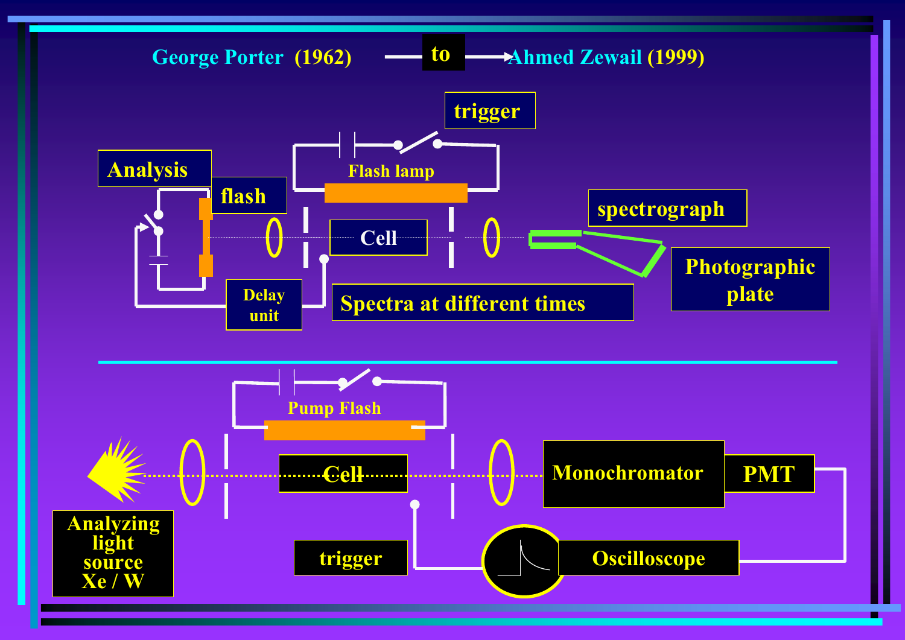George Porter (1962) → to → Ahmed Zewail (1999)

trigger

Flash lamp

Analysis

flash

Cell

spectrograph

Photographic plate

Delay unit

Spectra at different times

Pump Flash

Cell

Monochromator

PMT

Analyzing light source Xe / W

trigger

Oscilloscope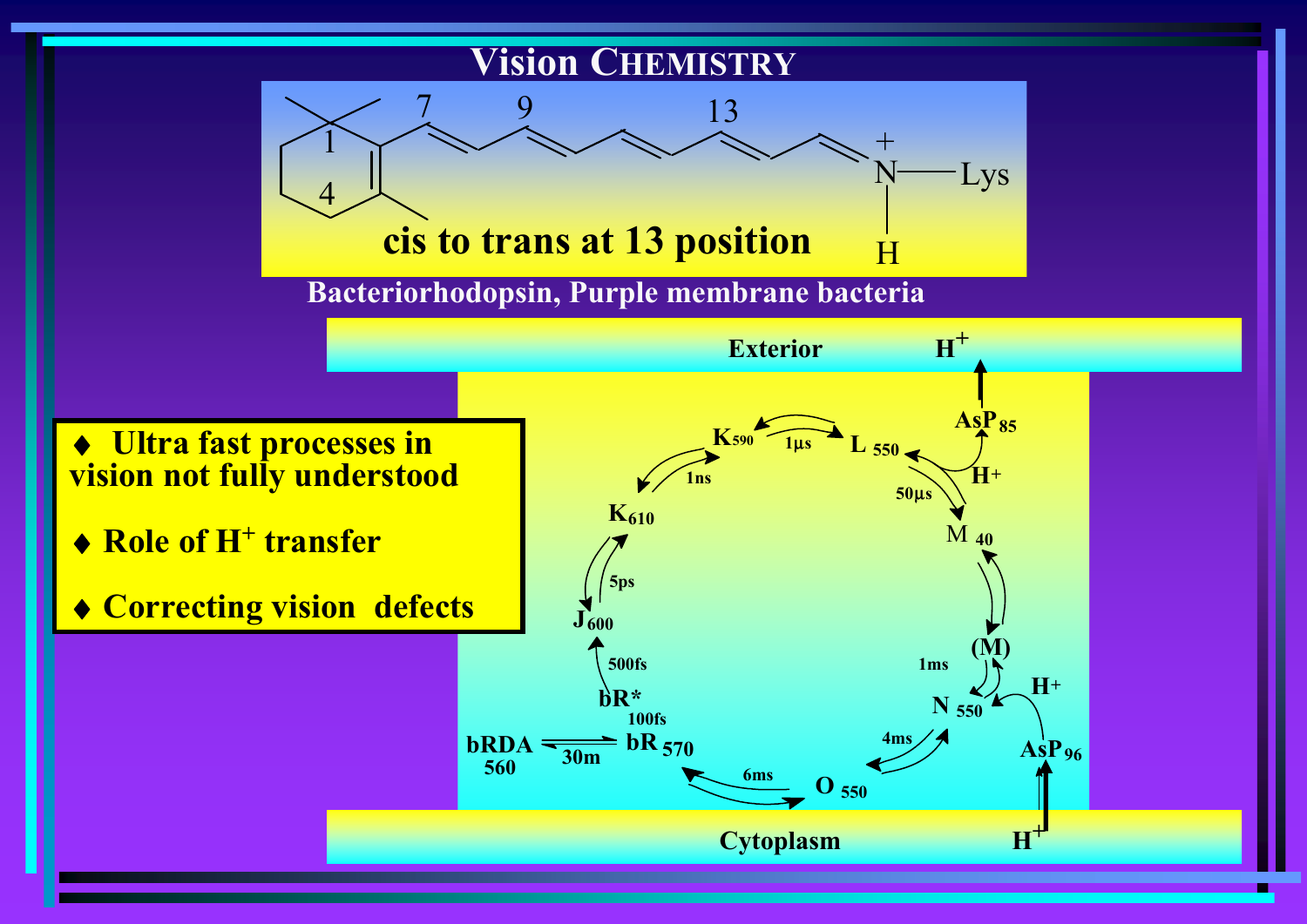# Vision CHEMISTRY

cis to trans at 13 position

Bacteriorhodopsin, Purple membrane bacteria

- Ultra fast processes in vision not fully understood
- Role of $H^+$ transfer
- Correcting vision defects

Exterior

$H^+$

$AsP_{85}$

$K_{590}$ — 1μs — $L_{550}$

1ns

$K_{610}$

5ps

$J_{600}$

500fs

bR*

100fs

bRDA 560 — 30m — $bR_{570}$

6ms

$O_{550}$

4ms

$N_{550}$

1ms

(M)

$M_{40}$

50μs

$H^+$

$H^+$

$AsP_{96}$

$H^+$

Cytoplasm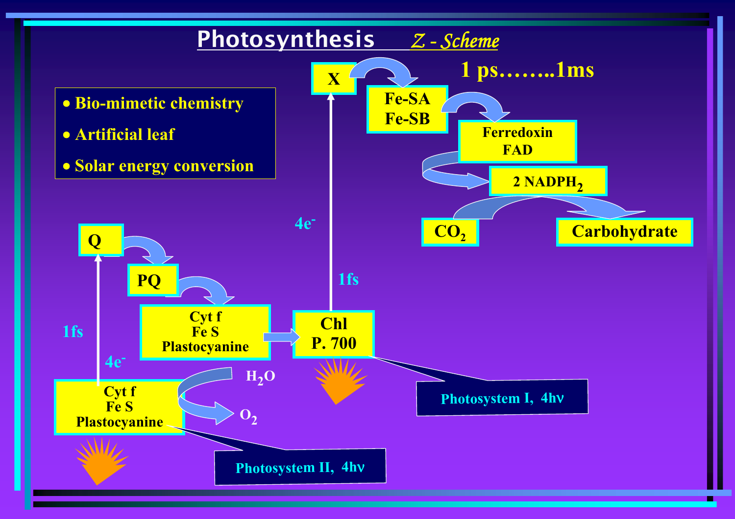# Photosynthesis *Z - Scheme*

- Bio-mimetic chemistry
- Artificial leaf
- Solar energy conversion

1 ps……..1ms

X → Fe-SA Fe-SB → Ferredoxin FAD → 2 $NADPH_2$

$CO_2$ → Carbohydrate

4e⁻

1fs

Q → PQ → Cyt f Fe S Plastocyanine → Chl P. 700

1fs

4e⁻

Cyt f Fe S Plastocyanine

$H_2O$ → $O_2$

Photosystem I, 4hν

Photosystem II, 4hν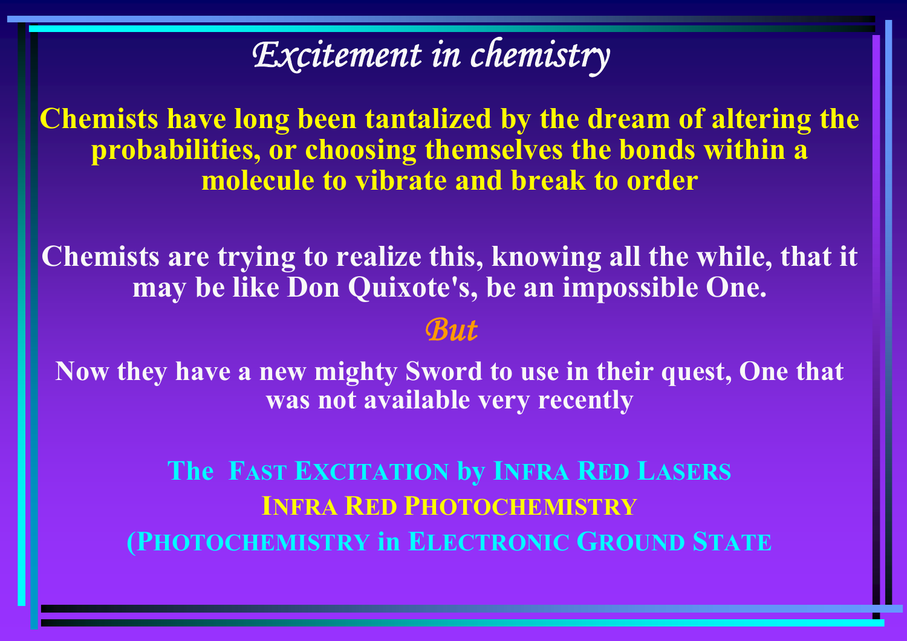# *Excitement in chemistry*

**Chemists have long been tantalized by the dream of altering the probabilities, or choosing themselves the bonds within a molecule to vibrate and break to order**

**Chemists are trying to realize this, knowing all the while, that it may be like Don Quixote's, be an impossible One.**

***But***

**Now they have a new mighty Sword to use in their quest, One that was not available very recently**

**The FAST EXCITATION by INFRA RED LASERS**

**INFRA RED PHOTOCHEMISTRY**

**(PHOTOCHEMISTRY in ELECTRONIC GROUND STATE**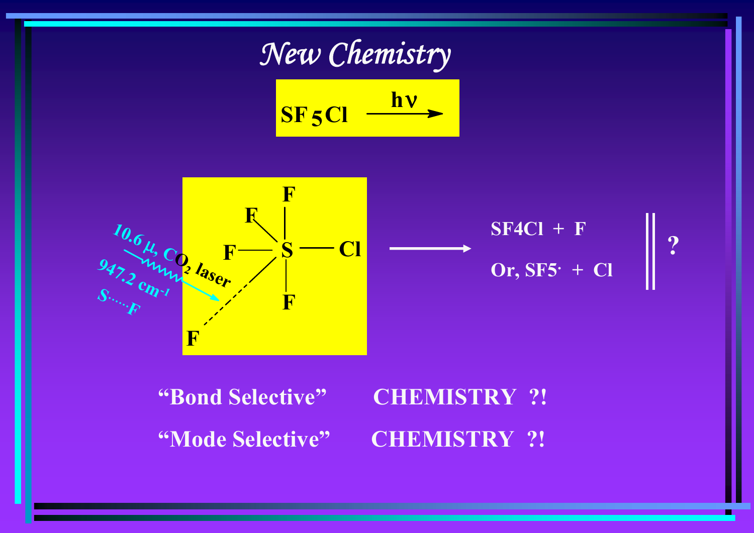# *New Chemistry*

$$SF_5Cl \xrightarrow{h\nu}$$

F, F, F, S, Cl, F, F

10.6 μ, $CO_2$ laser

947.2 $cm^{-1}$

S······F

→ SF4Cl + F

Or, SF5· + Cl

?

"Bond Selective" CHEMISTRY ?!

"Mode Selective" CHEMISTRY ?!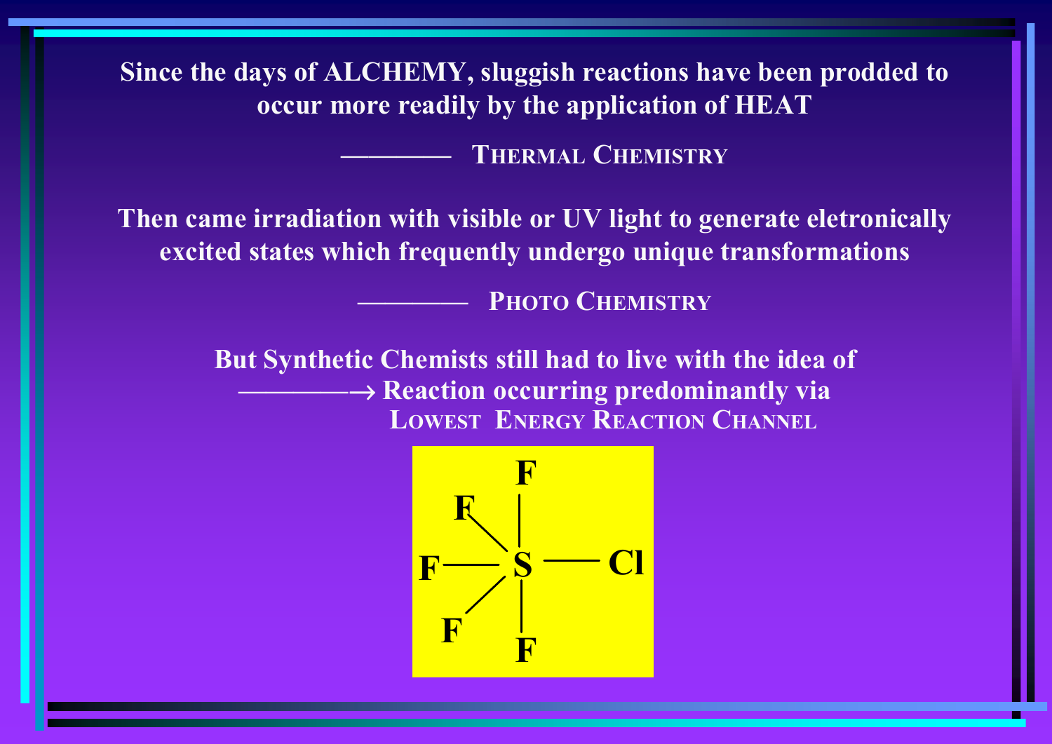Since the days of ALCHEMY, sluggish reactions have been prodded to occur more readily by the application of HEAT

——— **THERMAL CHEMISTRY**

Then came irradiation with visible or UV light to generate eletronically excited states which frequently undergo unique transformations

——— **PHOTO CHEMISTRY**

But Synthetic Chemists still had to live with the idea of

———→ Reaction occurring predominantly via **LOWEST ENERGY REACTION CHANNEL**

$SF_5Cl$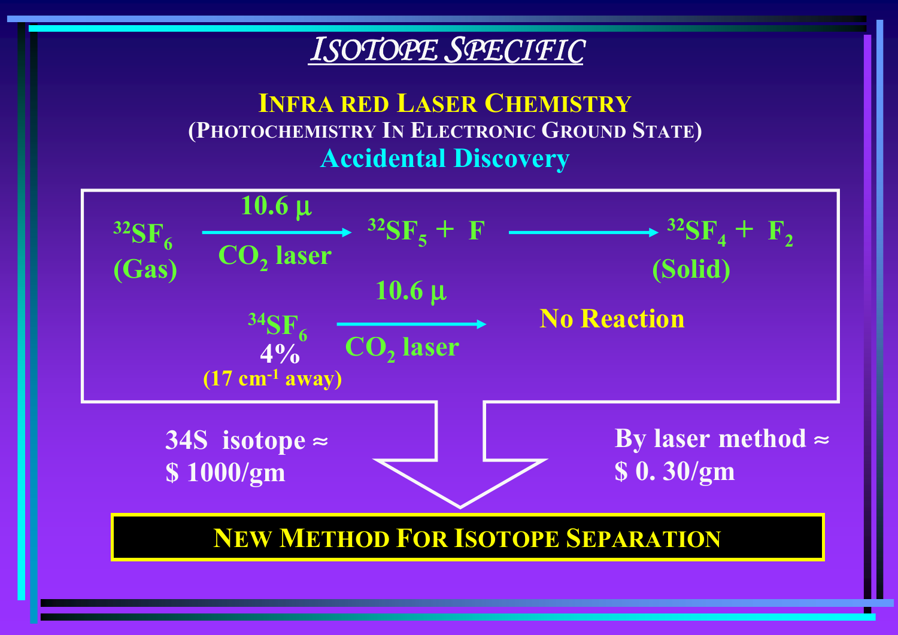# *Isotope Specific*

## Infra Red Laser Chemistry

**(Photochemistry In Electronic Ground State)**

**Accidental Discovery**

$$^{32}SF_6 \text{ (Gas)} \xrightarrow[\text{CO}_2 \text{ laser}]{10.6\ \mu} {}^{32}SF_5 + F \longrightarrow {}^{32}SF_4 + F_2 \text{ (Solid)}$$

$$^{34}SF_6 \xrightarrow[\text{CO}_2 \text{ laser}]{10.6\ \mu} \text{No Reaction}$$

$^{34}SF_6$: 4% (17 $cm^{-1}$ away)

34S isotope ≈ $ 1000/gm

By laser method ≈ $ 0. 30/gm

**New Method For Isotope Separation**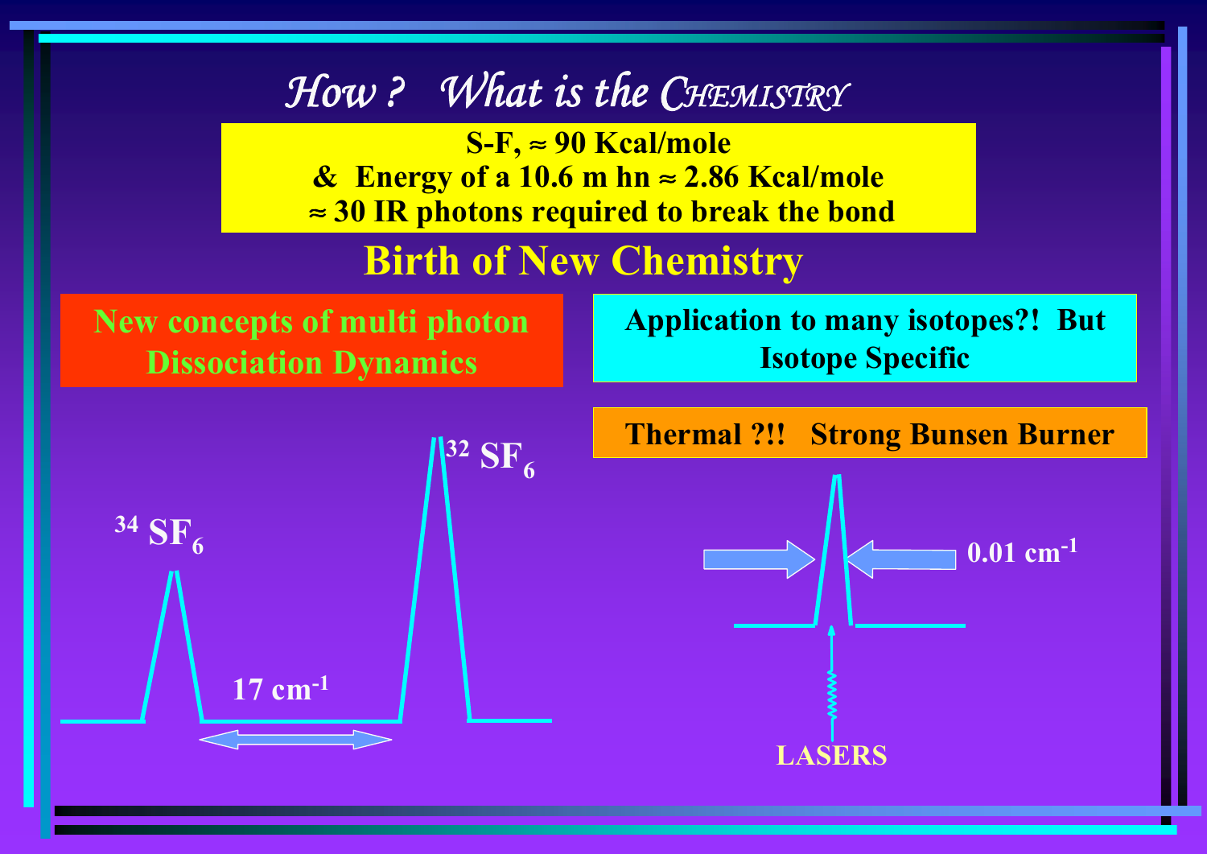# *How ? What is the CHEMISTRY*

**S-F, ≈ 90 Kcal/mole**
**& Energy of a 10.6 m hn ≈ 2.86 Kcal/mole**
**≈ 30 IR photons required to break the bond**

## Birth of New Chemistry

**New concepts of multi photon Dissociation Dynamics**

**Application to many isotopes?! But Isotope Specific**

**Thermal ?!! Strong Bunsen Burner**

$^{34}SF_6$

$^{32}SF_6$

**17 cm$^{-1}$**

**0.01 cm$^{-1}$**

**LASERS**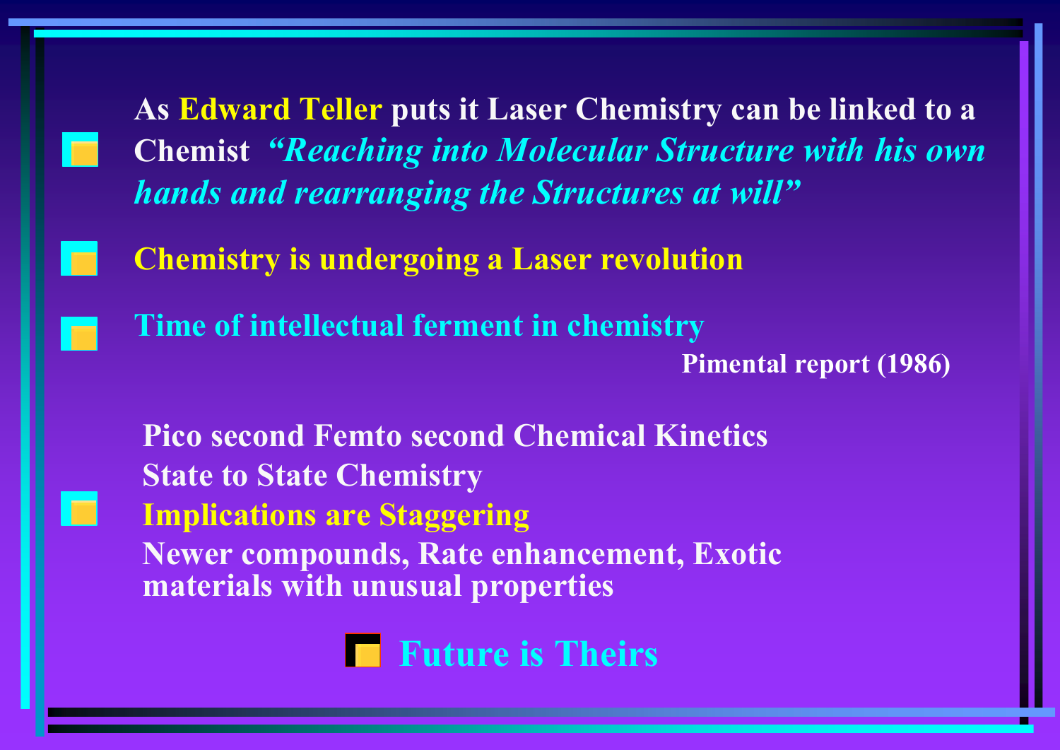- As **Edward Teller** puts it Laser Chemistry can be linked to a Chemist *"Reaching into Molecular Structure with his own hands and rearranging the Structures at will"*
- **Chemistry is undergoing a Laser revolution**
- **Time of intellectual ferment in chemistry**

  Pimental report (1986)

- Pico second Femto second Chemical Kinetics
  State to State Chemistry
  **Implications are Staggering**
  Newer compounds, Rate enhancement, Exotic materials with unusual properties

- **Future is Theirs**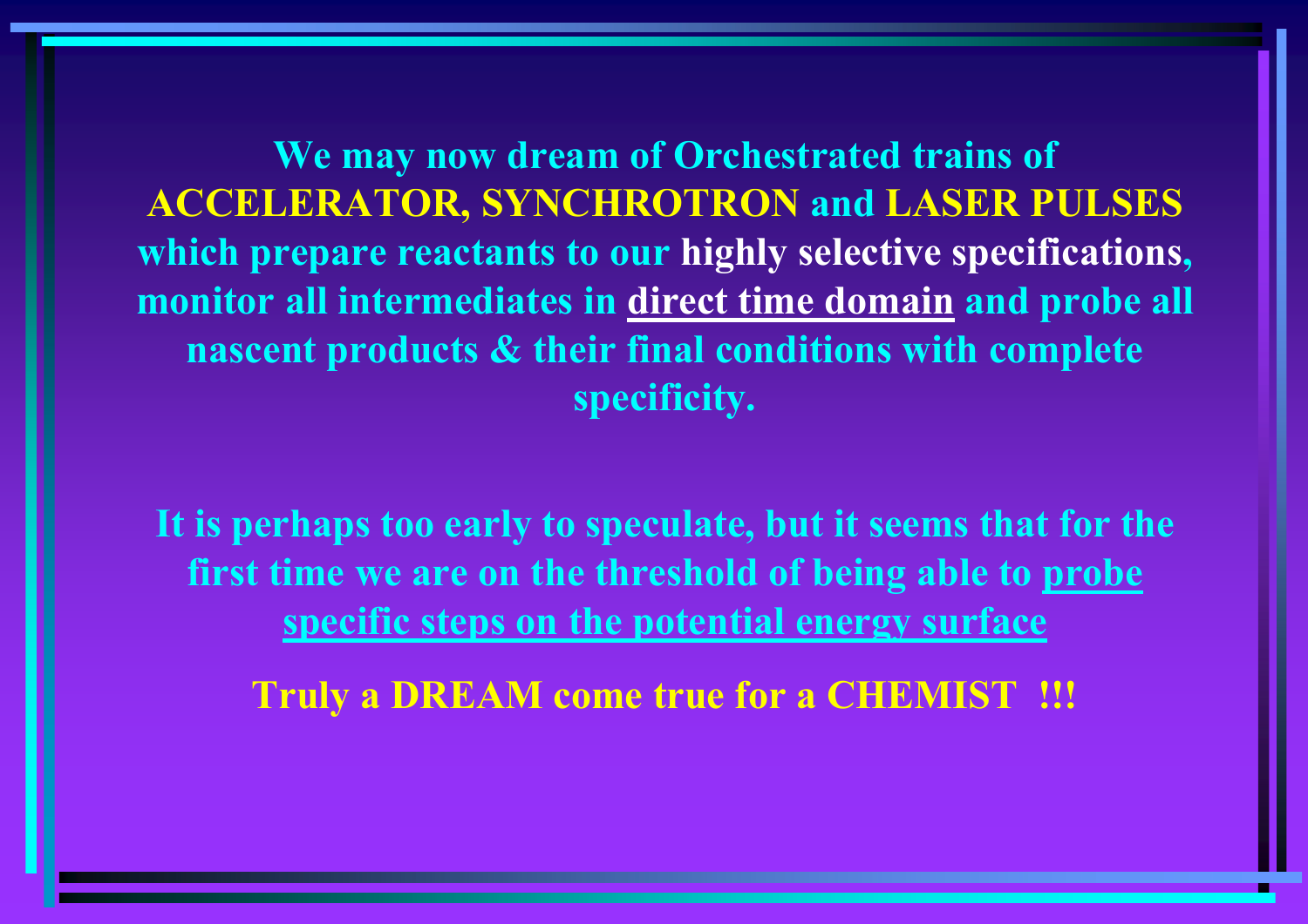**We may now dream of Orchestrated trains of ACCELERATOR, SYNCHROTRON and LASER PULSES which prepare reactants to our highly selective specifications, monitor all intermediates in direct time domain and probe all nascent products & their final conditions with complete specificity.**

**It is perhaps too early to speculate, but it seems that for the first time we are on the threshold of being able to probe specific steps on the potential energy surface**

**Truly a DREAM come true for a CHEMIST !!!**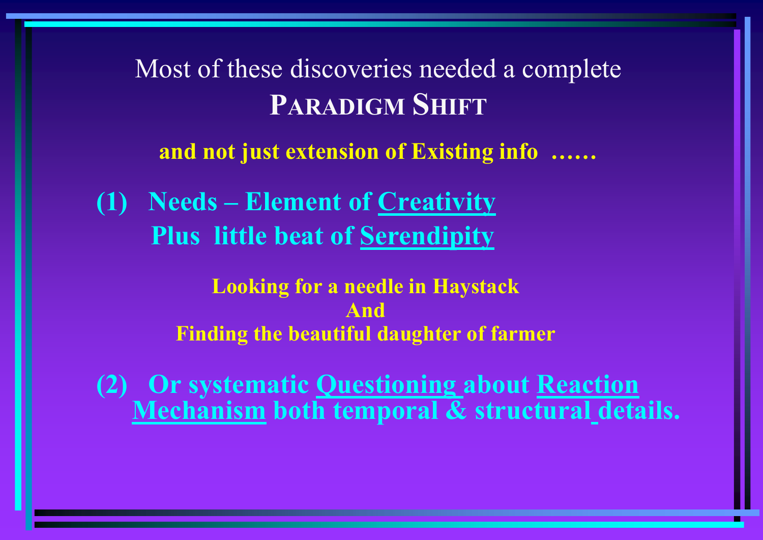# Most of these discoveries needed a complete **PARADIGM SHIFT**

**and not just extension of Existing info ……**

**(1) Needs – Element of <u>Creativity</u>**
**Plus little beat of <u>Serendipity</u>**

**Looking for a needle in Haystack**
**And**
**Finding the beautiful daughter of farmer**

**(2) Or systematic <u>Questioning</u> about <u>Reaction Mechanism</u> both temporal & structural details.**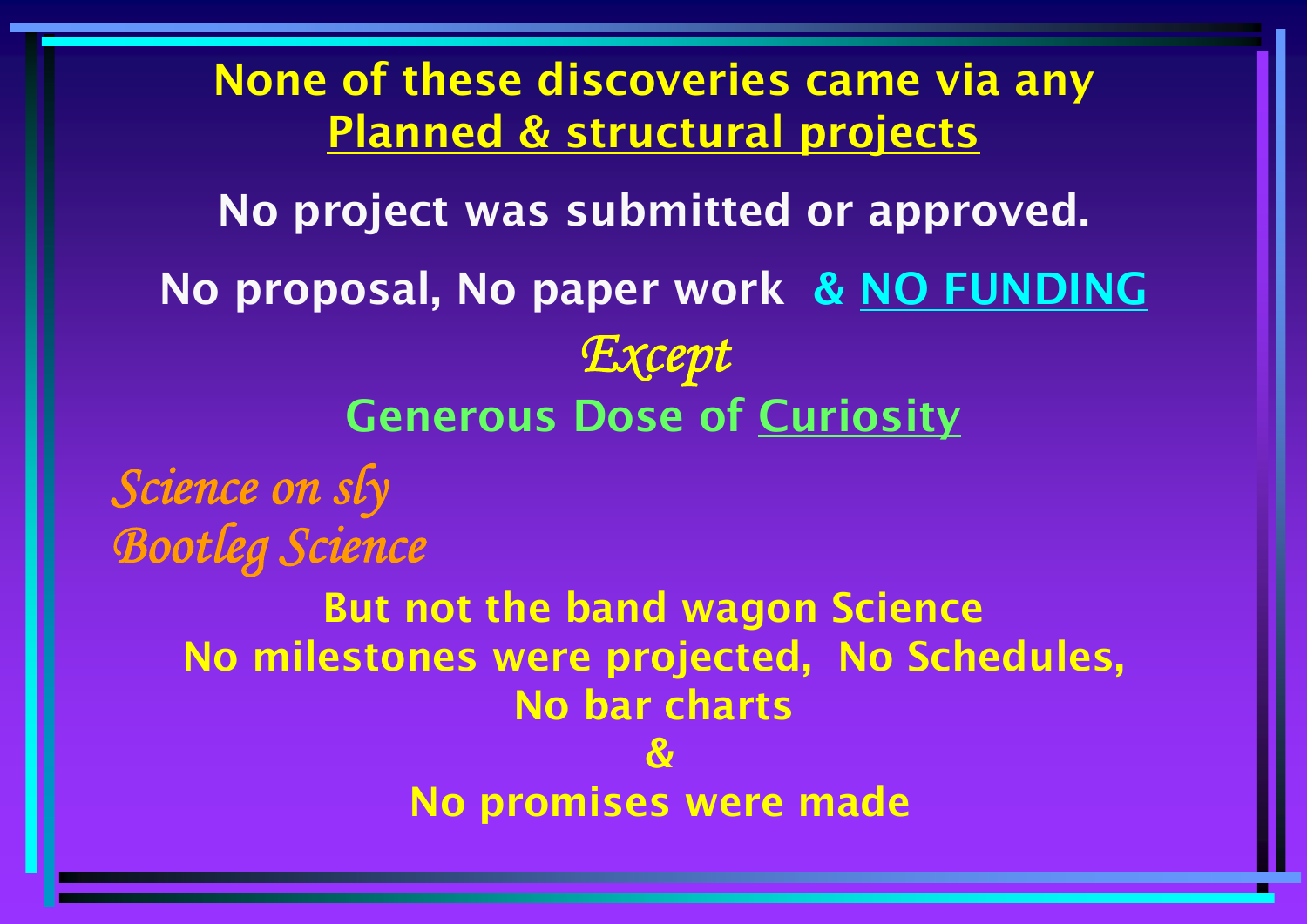**None of these discoveries came via any**
**Planned & structural projects**

**No project was submitted or approved.**

**No proposal, No paper work & NO FUNDING**

*Except*

**Generous Dose of Curiosity**

*Science on sly*
*Bootleg Science*

**But not the band wagon Science**
**No milestones were projected, No Schedules,**
**No bar charts**
**&**
**No promises were made**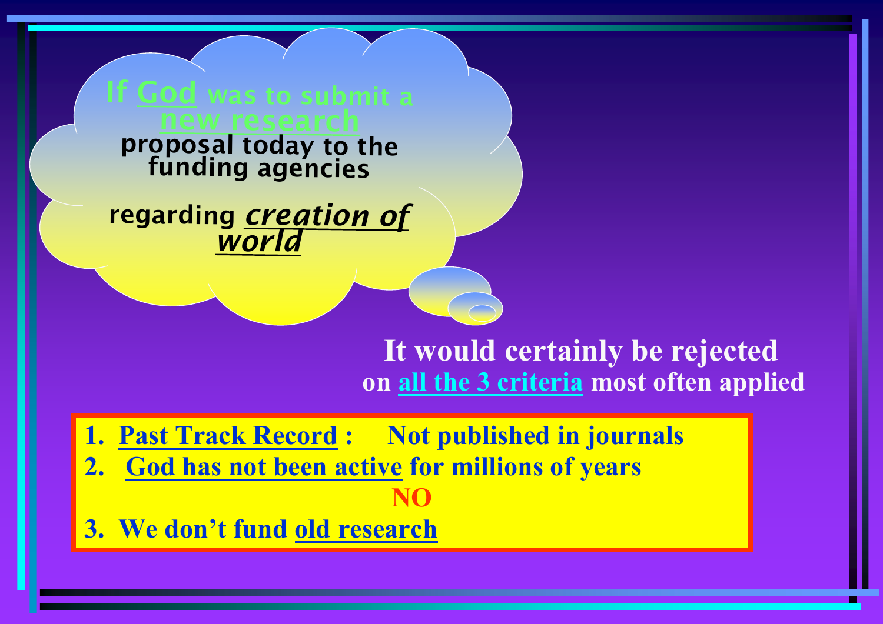If God was to submit a new research proposal today to the funding agencies

regarding ***creation of world***

**It would certainly be rejected**
**on all the 3 criteria most often applied**

1. **Past Track Record : Not published in journals**
2. **God has not been active for millions of years**

   **NO**

3. **We don't fund old research**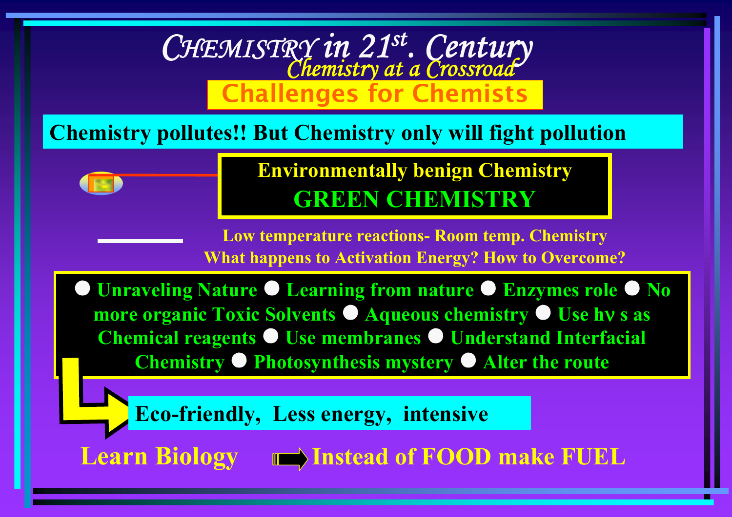# CHEMISTRY in 21st. Century

## Chemistry at a Crossroad

### Challenges for Chemists

**Chemistry pollutes!! But Chemistry only will fight pollution**

**Environmentally benign Chemistry**

**GREEN CHEMISTRY**

**Low temperature reactions- Room temp. Chemistry**

**What happens to Activation Energy? How to Overcome?**

- **Unraveling Nature**
- **Learning from nature**
- **Enzymes role**
- **No more organic Toxic Solvents**
- **Aqueous chemistry**
- **Use $h\nu$ s as Chemical reagents**
- **Use membranes**
- **Understand Interfacial Chemistry**
- **Photosynthesis mystery**
- **Alter the route**

**Eco-friendly, Less energy, intensive**

**Learn Biology** ⟹ **Instead of FOOD make FUEL**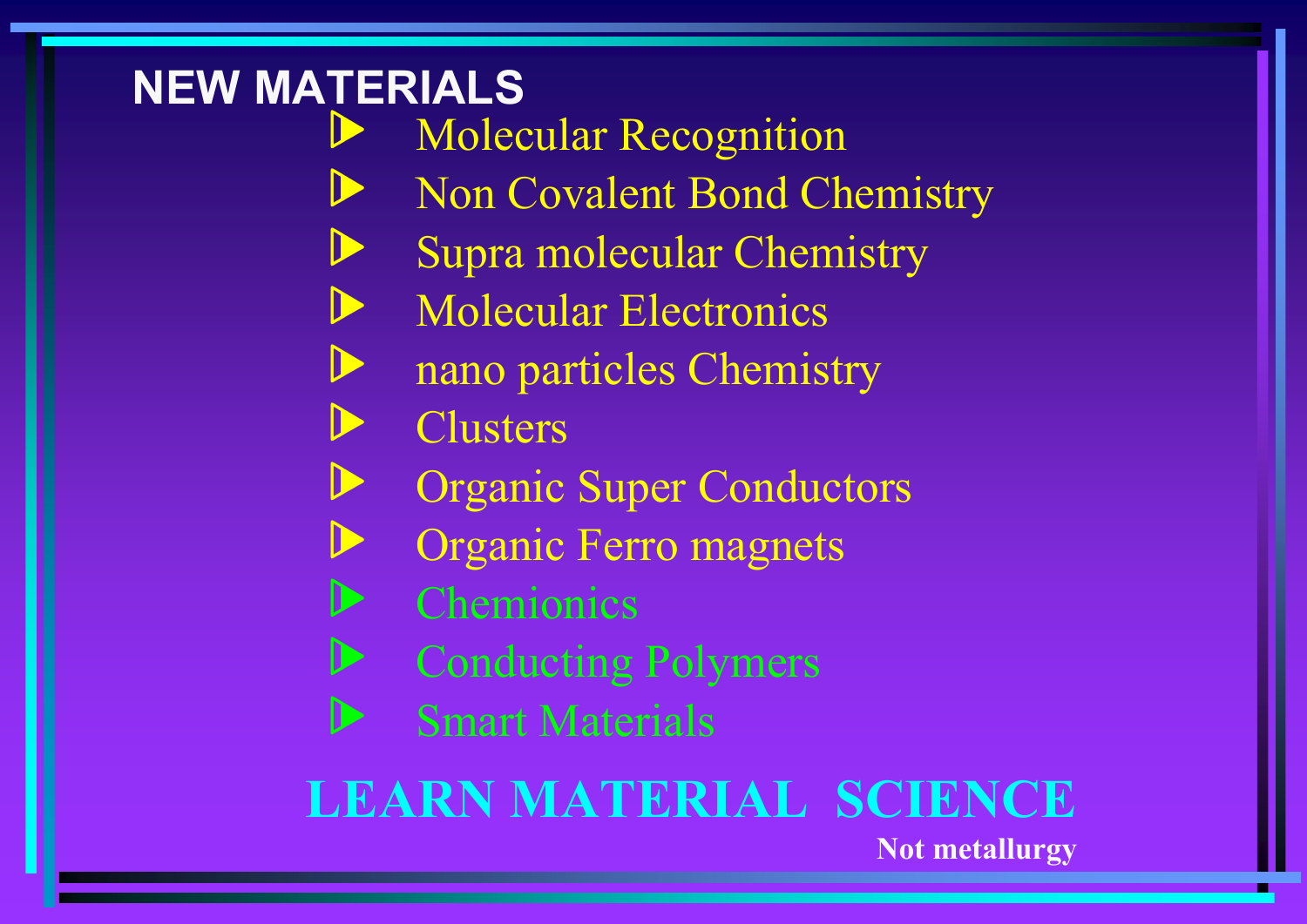## NEW MATERIALS

- Molecular Recognition
- Non Covalent Bond Chemistry
- Supra molecular Chemistry
- Molecular Electronics
- nano particles Chemistry
- Clusters
- Organic Super Conductors
- Organic Ferro magnets
- Chemionics
- Conducting Polymers
- Smart Materials

**LEARN MATERIAL SCIENCE**

**Not metallurgy**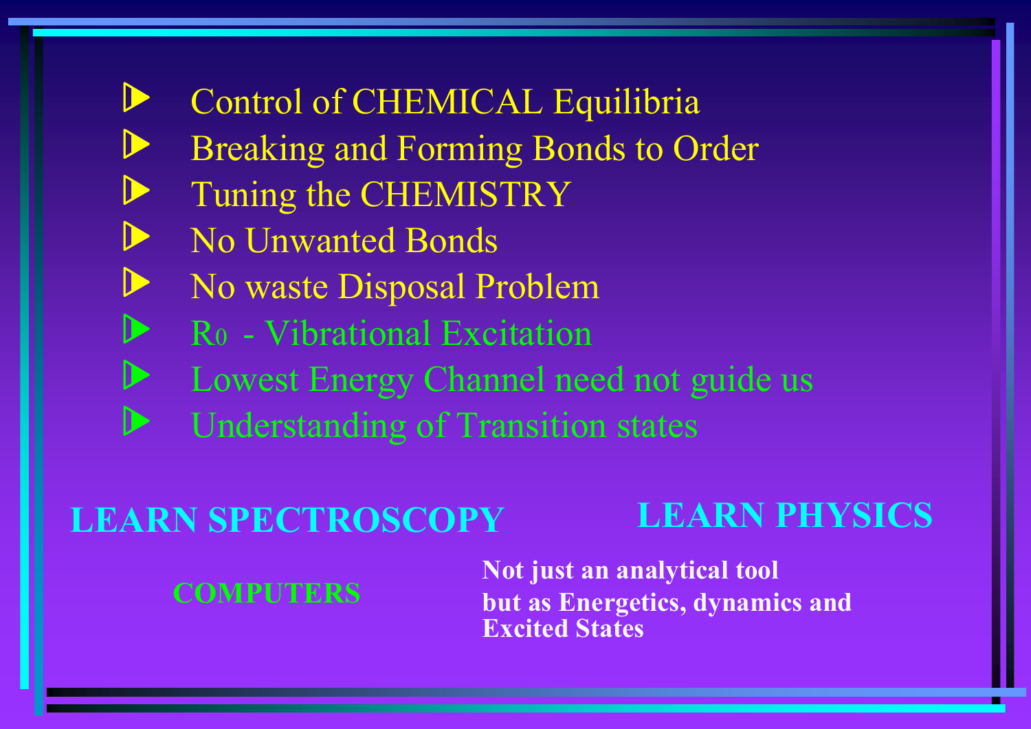- Control of CHEMICAL Equilibria
- Breaking and Forming Bonds to Order
- Tuning the CHEMISTRY
- No Unwanted Bonds
- No waste Disposal Problem
- $R_0$ - Vibrational Excitation
- Lowest Energy Channel need not guide us
- Understanding of Transition states

**LEARN SPECTROSCOPY**

**LEARN PHYSICS**

**COMPUTERS**

**Not just an analytical tool but as Energetics, dynamics and Excited States**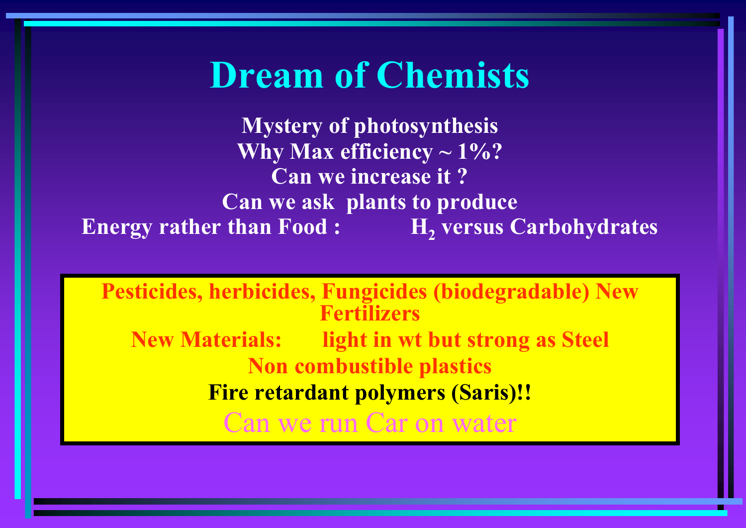# Dream of Chemists

**Mystery of photosynthesis**

**Why Max efficiency ~ 1%?**

**Can we increase it ?**

**Can we ask plants to produce**

**Energy rather than Food : $H_2$ versus Carbohydrates**

**Pesticides, herbicides, Fungicides (biodegradable) New Fertilizers**

**New Materials: light in wt but strong as Steel**

**Non combustible plastics**

**Fire retardant polymers (Saris)!!**

Can we run Car on water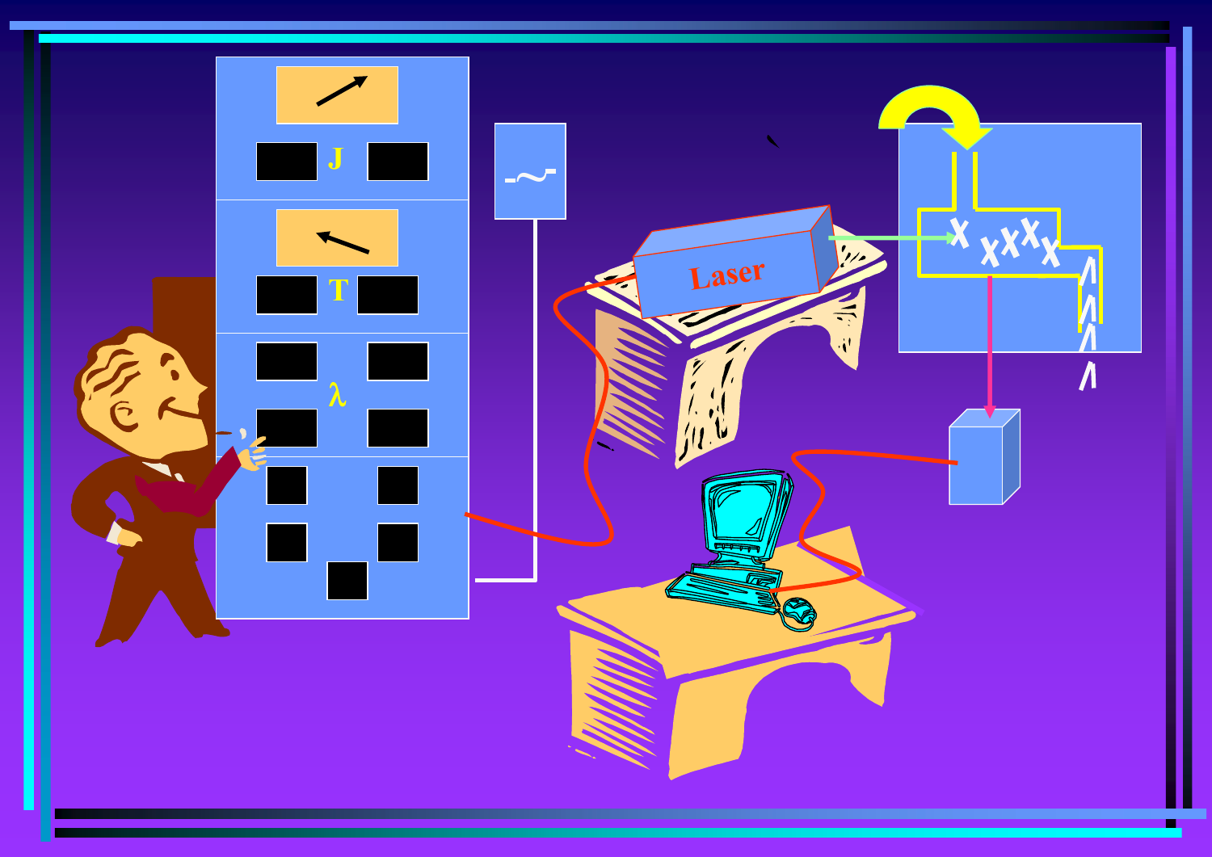J

T

λ

Laser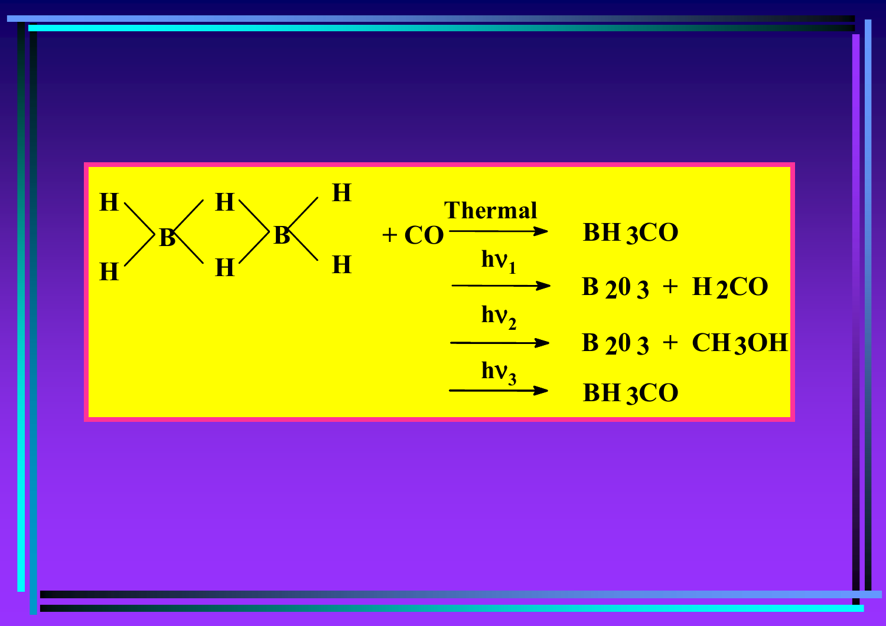$$B_2H_6 + CO \xrightarrow{\text{Thermal}} BH_3CO$$

$$\xrightarrow{h\nu_1} B_2O_3 + H_2CO$$

$$\xrightarrow{h\nu_2} B_2O_3 + CH_3OH$$

$$\xrightarrow{h\nu_3} BH_3CO$$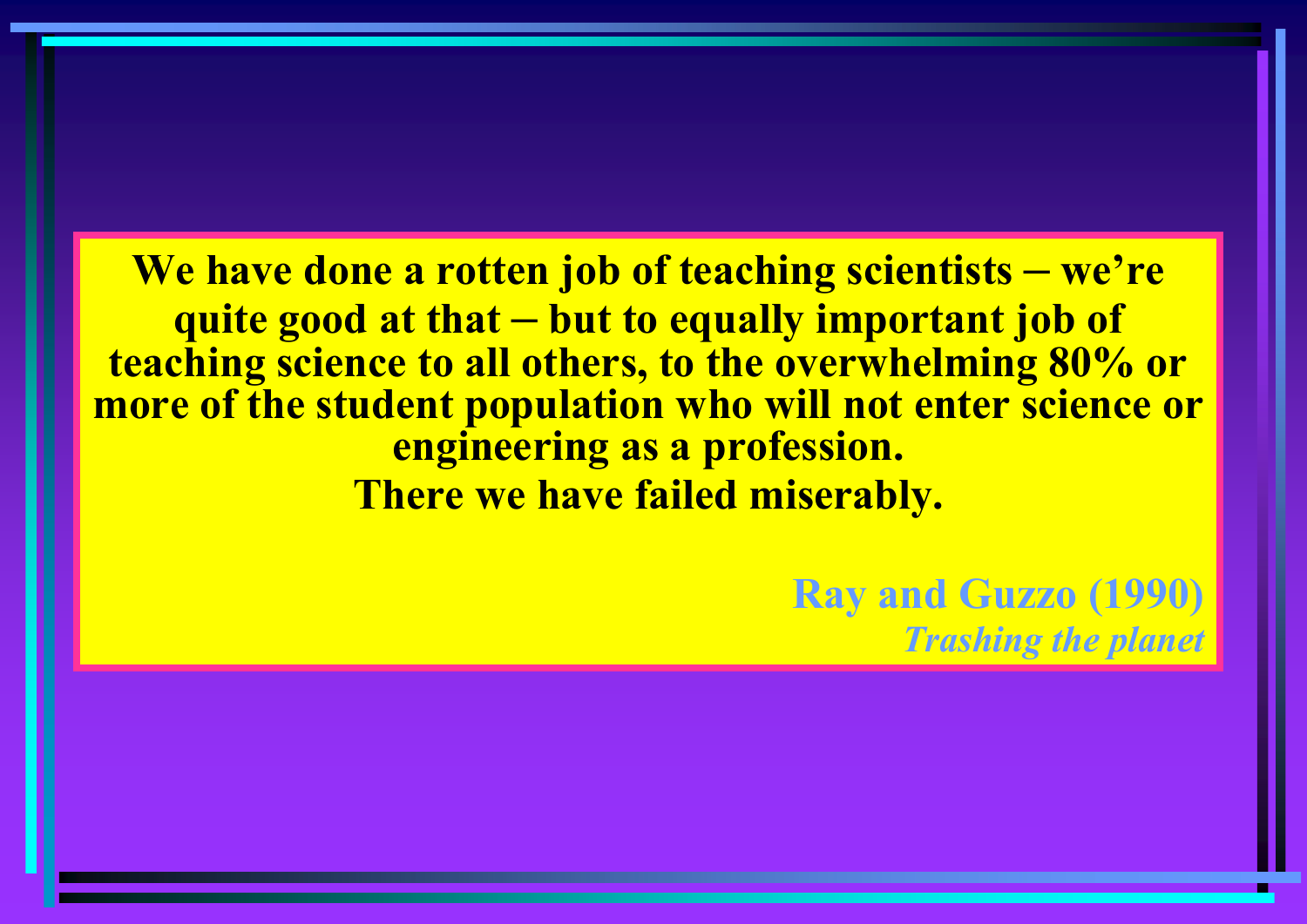**We have done a rotten job of teaching scientists – we're quite good at that – but to equally important job of teaching science to all others, to the overwhelming 80% or more of the student population who will not enter science or engineering as a profession.**
**There we have failed miserably.**

**Ray and Guzzo (1990)**
***Trashing the planet***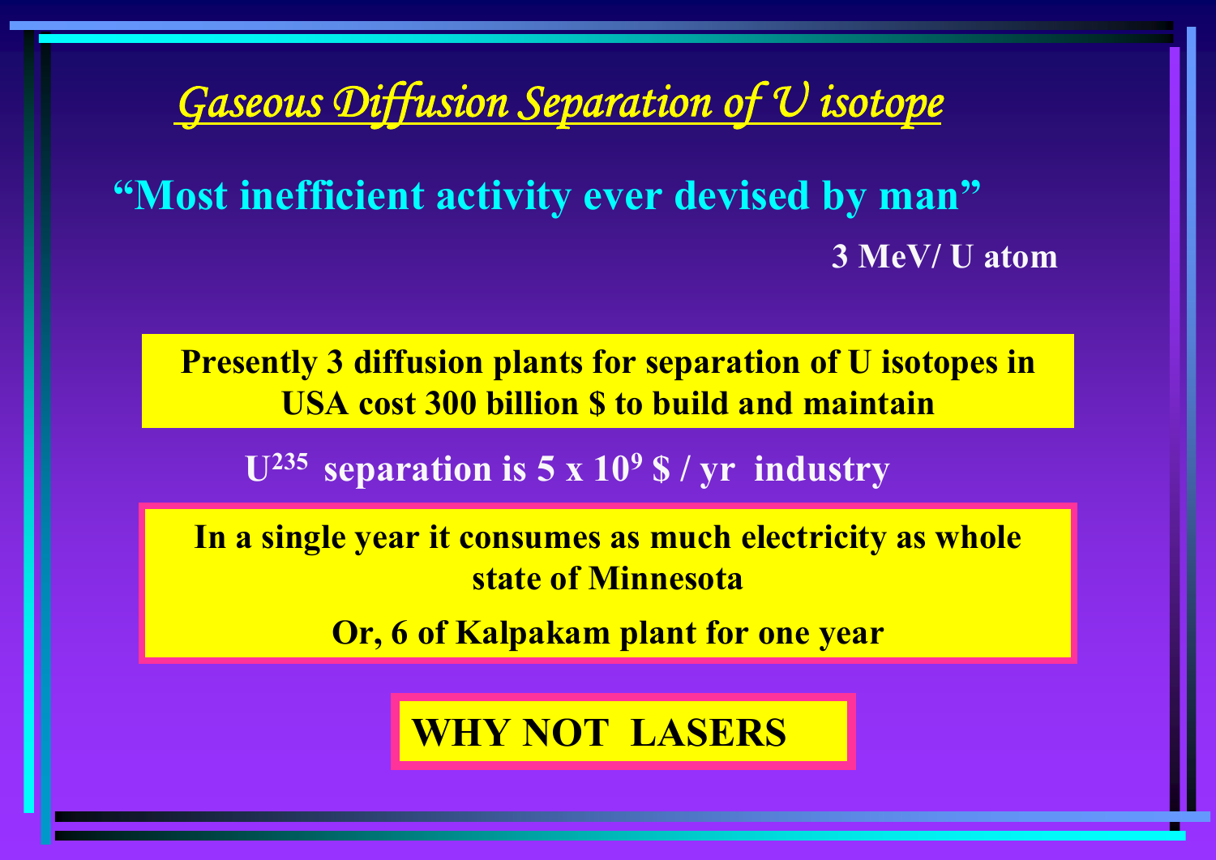# *Gaseous Diffusion Separation of U isotope*

**"Most inefficient activity ever devised by man"**

**3 MeV/ U atom**

**Presently 3 diffusion plants for separation of U isotopes in USA cost 300 billion $ to build and maintain**

**$U^{235}$ separation is $5 \times 10^9$ $ / yr industry**

**In a single year it consumes as much electricity as whole state of Minnesota**

**Or, 6 of Kalpakam plant for one year**

**WHY NOT LASERS**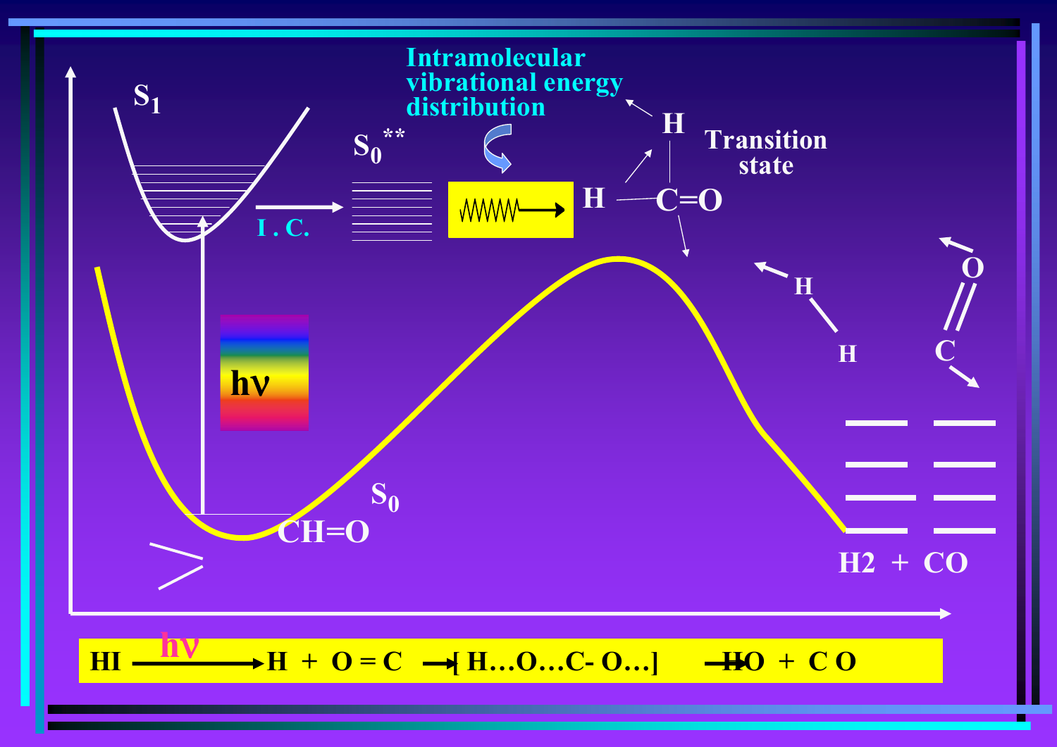$S_1$

$S_0^{**}$

I . C.

Intramolecular vibrational energy distribution

H

H

C=O

Transition state

H

H

O

C

hν

$S_0$

CH=O

H2 + CO

HI $\xrightarrow{h\nu}$ H + O = C $\rightarrow$ [ H…O…C- O…] $\rightarrow$ HO + C O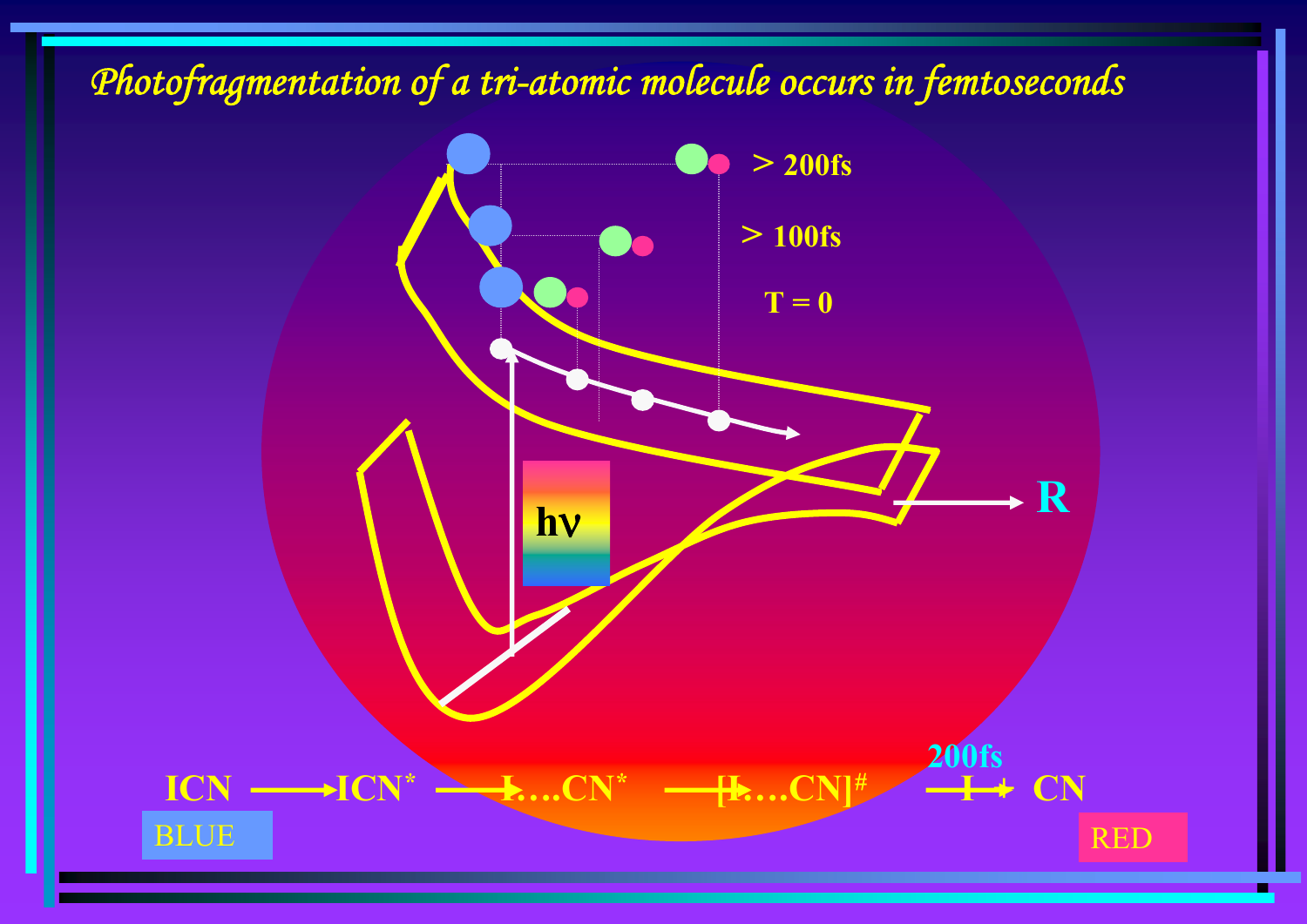# *Photofragmentation of a tri-atomic molecule occurs in femtoseconds*

> 200fs

> 100fs

T = 0

hν

R

ICN → ICN* → I….CN* → [I….CN]# → I + CN

200fs

BLUE

RED